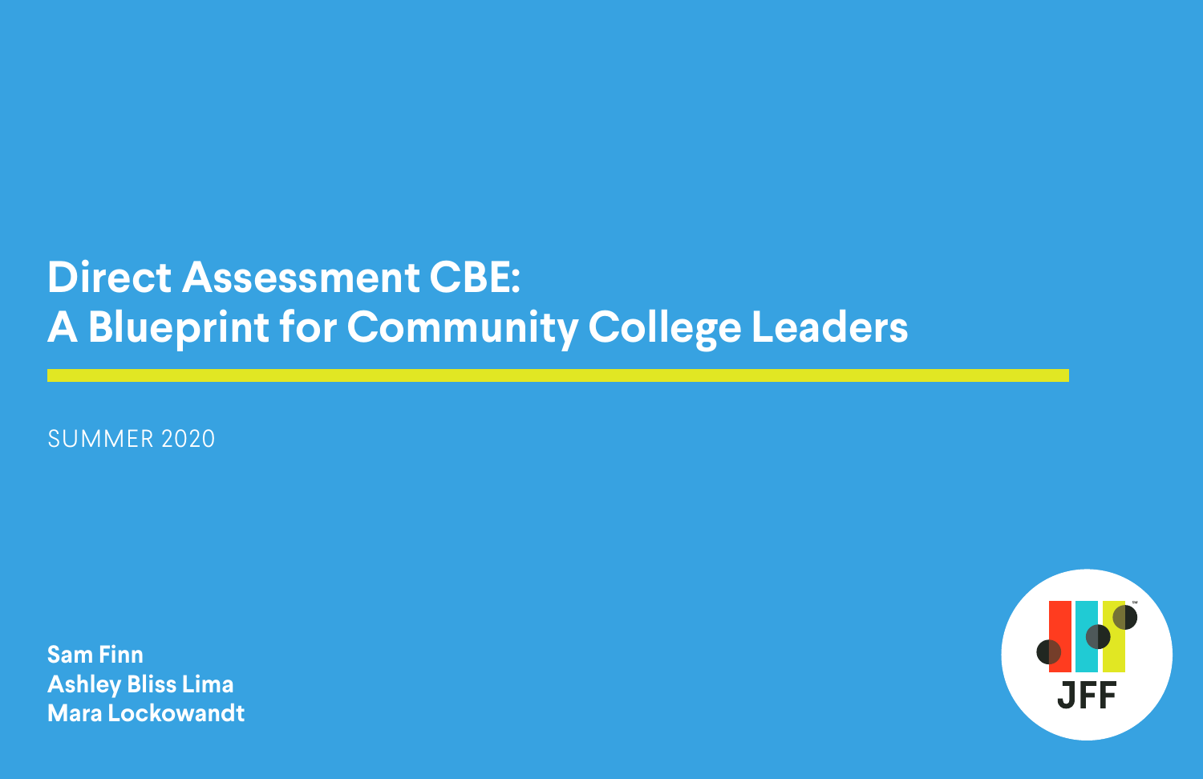# Direct Assessment CBE: A Blueprint for Community College Leaders

SUMMER 2020

**Sam Finn**
**Ashley Bliss Lima**
**Mara Lockowandt**

JFF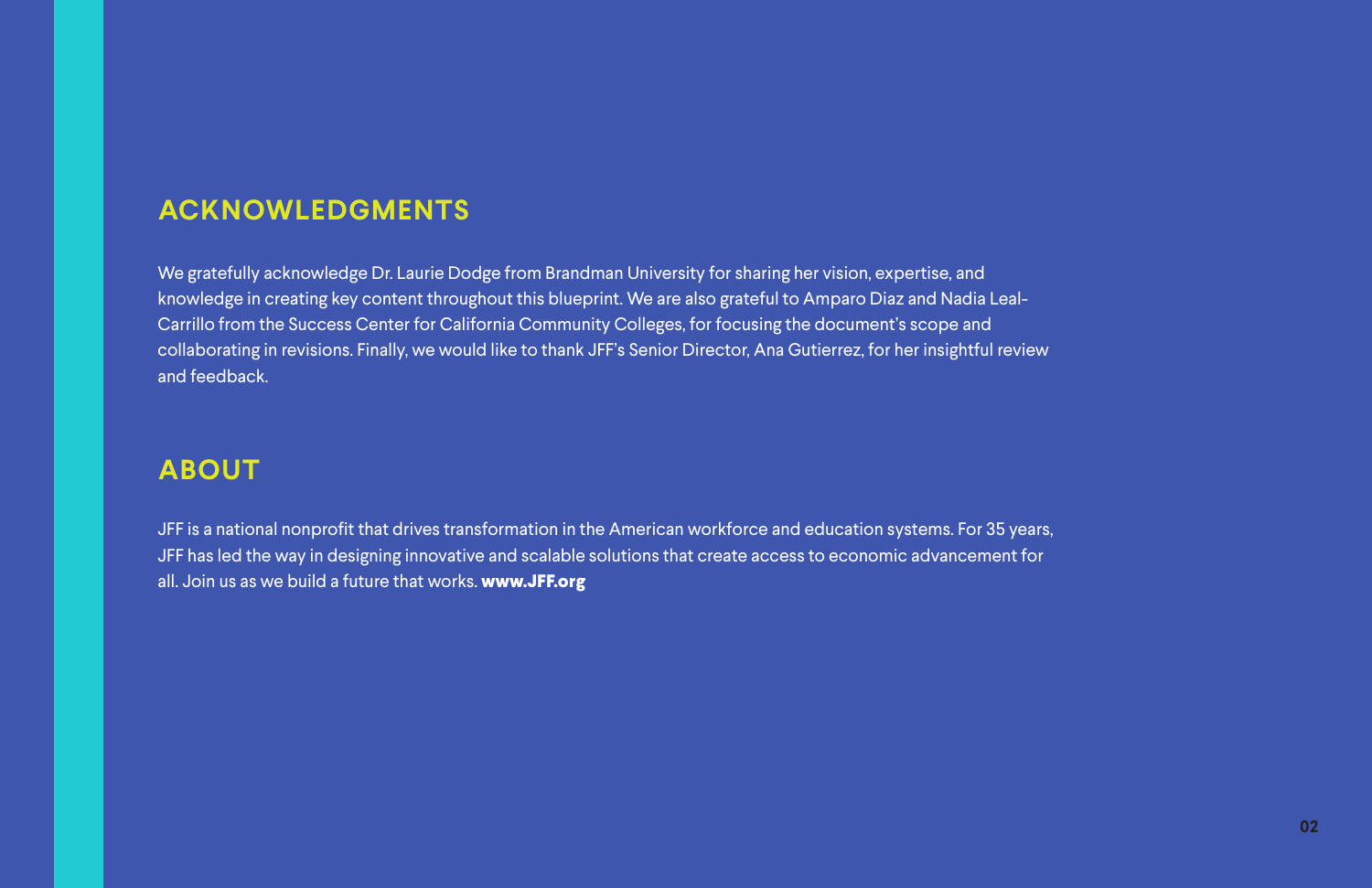## ACKNOWLEDGMENTS

We gratefully acknowledge Dr. Laurie Dodge from Brandman University for sharing her vision, expertise, and knowledge in creating key content throughout this blueprint. We are also grateful to Amparo Diaz and Nadia Leal-Carrillo from the Success Center for California Community Colleges, for focusing the document's scope and collaborating in revisions. Finally, we would like to thank JFF's Senior Director, Ana Gutierrez, for her insightful review and feedback.

## ABOUT

JFF is a national nonprofit that drives transformation in the American workforce and education systems. For 35 years, JFF has led the way in designing innovative and scalable solutions that create access to economic advancement for all. Join us as we build a future that works. **www.JFF.org**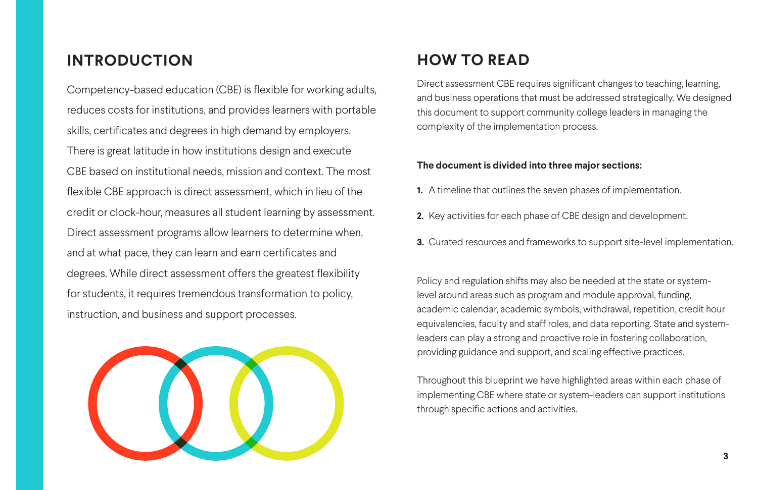## INTRODUCTION

Competency-based education (CBE) is flexible for working adults, reduces costs for institutions, and provides learners with portable skills, certificates and degrees in high demand by employers. There is great latitude in how institutions design and execute CBE based on institutional needs, mission and context. The most flexible CBE approach is direct assessment, which in lieu of the credit or clock-hour, measures all student learning by assessment. Direct assessment programs allow learners to determine when, and at what pace, they can learn and earn certificates and degrees. While direct assessment offers the greatest flexibility for students, it requires tremendous transformation to policy, instruction, and business and support processes.

## HOW TO READ

Direct assessment CBE requires significant changes to teaching, learning, and business operations that must be addressed strategically. We designed this document to support community college leaders in managing the complexity of the implementation process.

**The document is divided into three major sections:**

1. A timeline that outlines the seven phases of implementation.
2. Key activities for each phase of CBE design and development.
3. Curated resources and frameworks to support site-level implementation.

Policy and regulation shifts may also be needed at the state or system-level around areas such as program and module approval, funding, academic calendar, academic symbols, withdrawal, repetition, credit hour equivalencies, faculty and staff roles, and data reporting. State and system-leaders can play a strong and proactive role in fostering collaboration, providing guidance and support, and scaling effective practices.

Throughout this blueprint we have highlighted areas within each phase of implementing CBE where state or system-leaders can support institutions through specific actions and activities.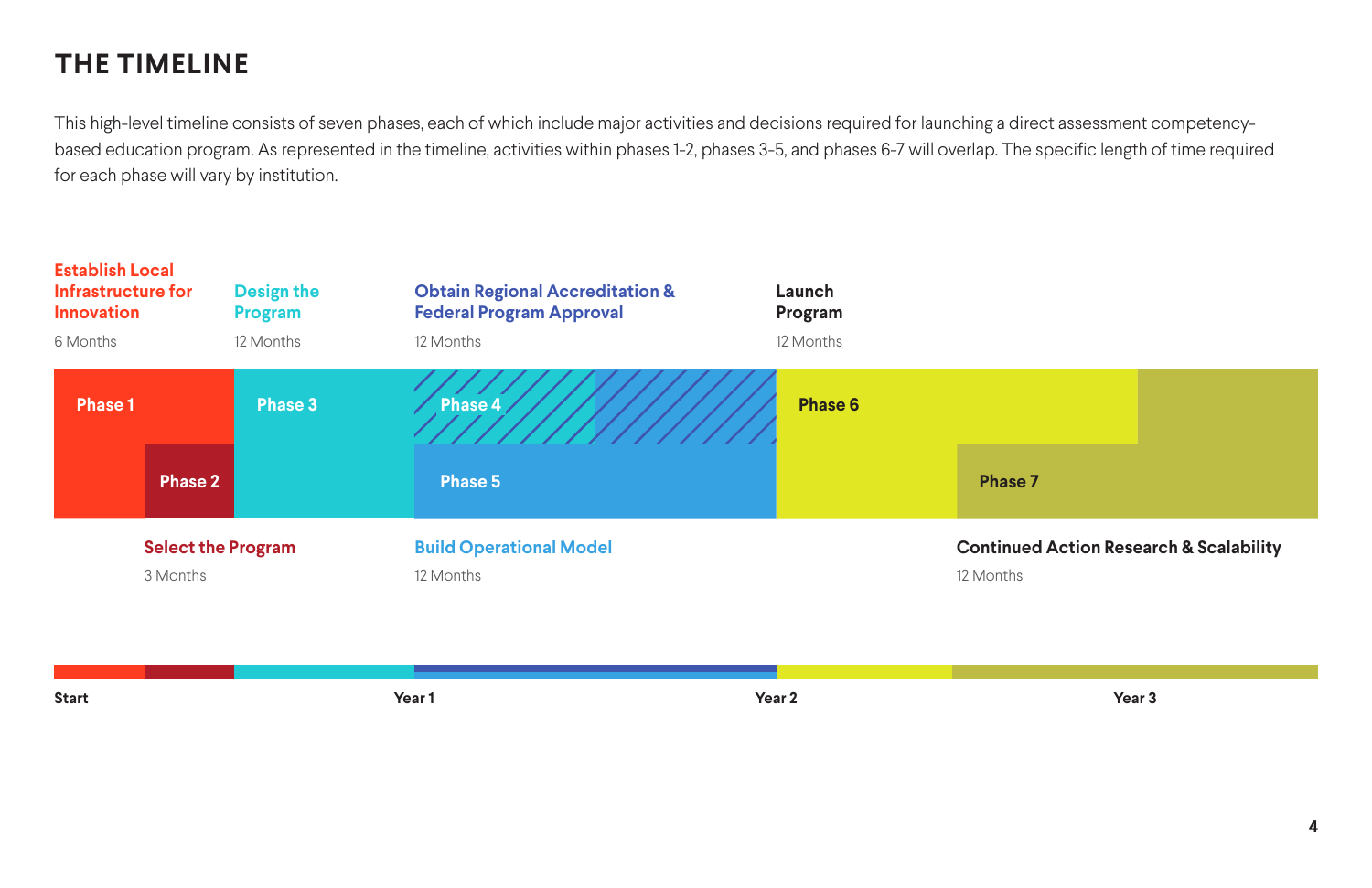# THE TIMELINE

This high-level timeline consists of seven phases, each of which include major activities and decisions required for launching a direct assessment competency-based education program. As represented in the timeline, activities within phases 1-2, phases 3-5, and phases 6-7 will overlap. The specific length of time required for each phase will vary by institution.

**Establish Local Infrastructure for Innovation**
6 Months

**Design the Program**
12 Months

**Obtain Regional Accreditation & Federal Program Approval**
12 Months

**Launch Program**
12 Months

**Phase 1** | **Phase 2** | **Phase 3** | **Phase 4** | **Phase 5** | **Phase 6** | **Phase 7**

**Select the Program**
3 Months

**Build Operational Model**
12 Months

**Continued Action Research & Scalability**
12 Months

Start | Year 1 | Year 2 | Year 3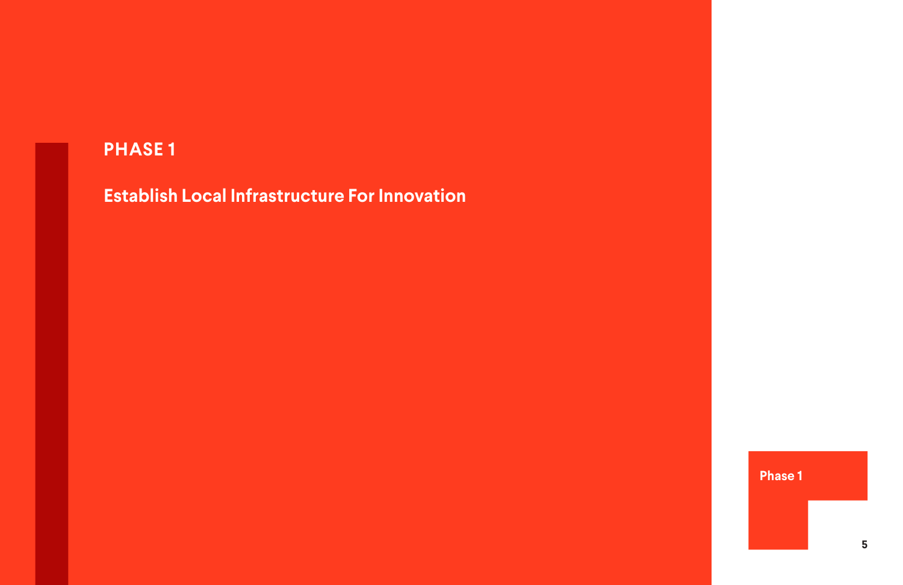# PHASE 1

## Establish Local Infrastructure For Innovation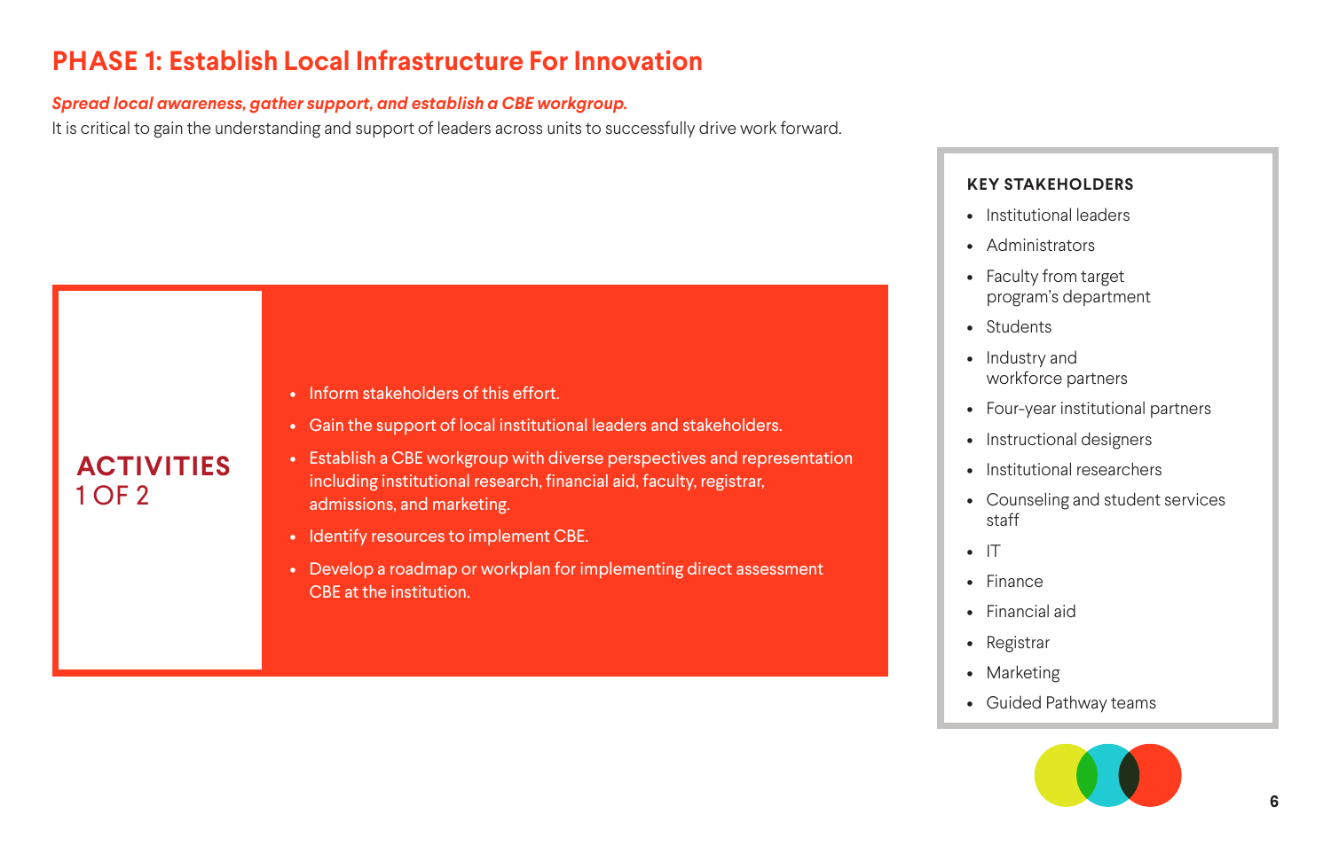# PHASE 1: Establish Local Infrastructure For Innovation

***Spread local awareness, gather support, and establish a CBE workgroup.***

It is critical to gain the understanding and support of leaders across units to successfully drive work forward.

## ACTIVITIES 1 OF 2

- Inform stakeholders of this effort.
- Gain the support of local institutional leaders and stakeholders.
- Establish a CBE workgroup with diverse perspectives and representation including institutional research, financial aid, faculty, registrar, admissions, and marketing.
- Identify resources to implement CBE.
- Develop a roadmap or workplan for implementing direct assessment CBE at the institution.

### KEY STAKEHOLDERS

- Institutional leaders
- Administrators
- Faculty from target program's department
- Students
- Industry and workforce partners
- Four-year institutional partners
- Instructional designers
- Institutional researchers
- Counseling and student services staff
- IT
- Finance
- Financial aid
- Registrar
- Marketing
- Guided Pathway teams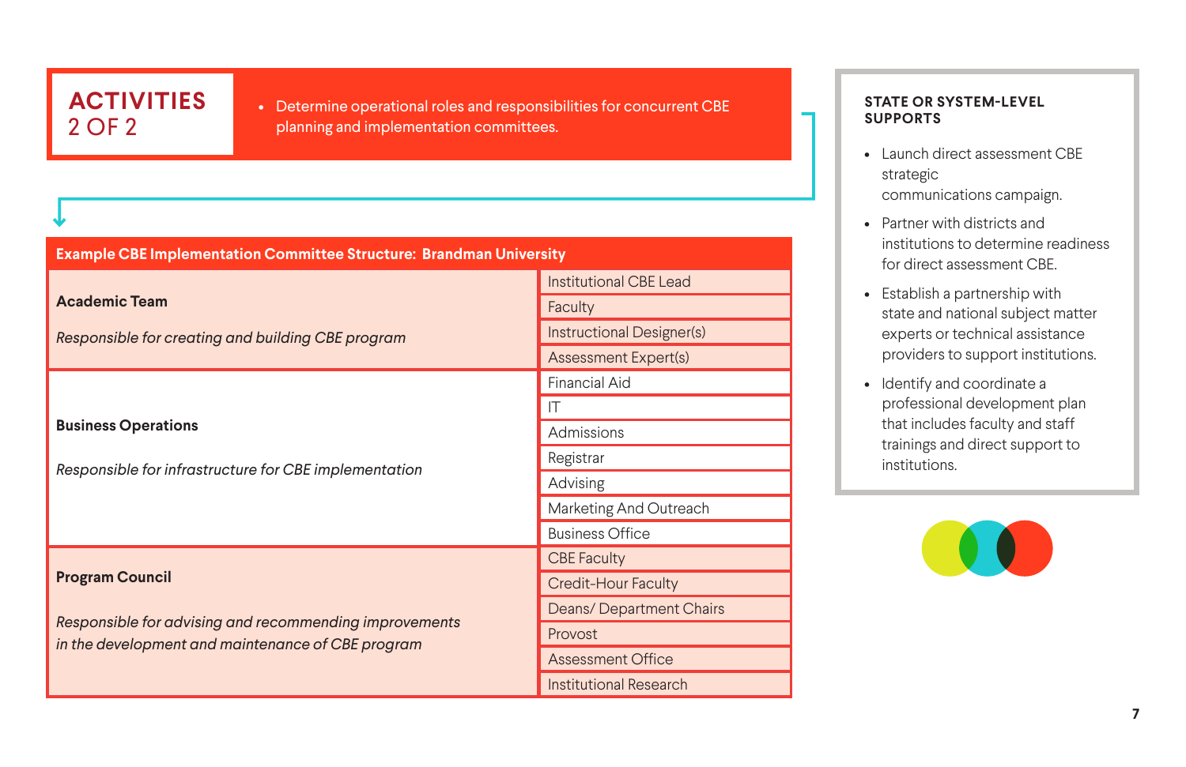## ACTIVITIES 2 OF 2

- Determine operational roles and responsibilities for concurrent CBE planning and implementation committees.

| Example CBE Implementation Committee Structure: Brandman University | |
|---|---|
| **Academic Team**<br>*Responsible for creating and building CBE program* | Institutional CBE Lead |
| | Faculty |
| | Instructional Designer(s) |
| | Assessment Expert(s) |
| **Business Operations**<br>*Responsible for infrastructure for CBE implementation* | Financial Aid |
| | IT |
| | Admissions |
| | Registrar |
| | Advising |
| | Marketing And Outreach |
| | Business Office |
| **Program Council**<br>*Responsible for advising and recommending improvements in the development and maintenance of CBE program* | CBE Faculty |
| | Credit-Hour Faculty |
| | Deans/ Department Chairs |
| | Provost |
| | Assessment Office |
| | Institutional Research |

### STATE OR SYSTEM-LEVEL SUPPORTS

- Launch direct assessment CBE strategic communications campaign.
- Partner with districts and institutions to determine readiness for direct assessment CBE.
- Establish a partnership with state and national subject matter experts or technical assistance providers to support institutions.
- Identify and coordinate a professional development plan that includes faculty and staff trainings and direct support to institutions.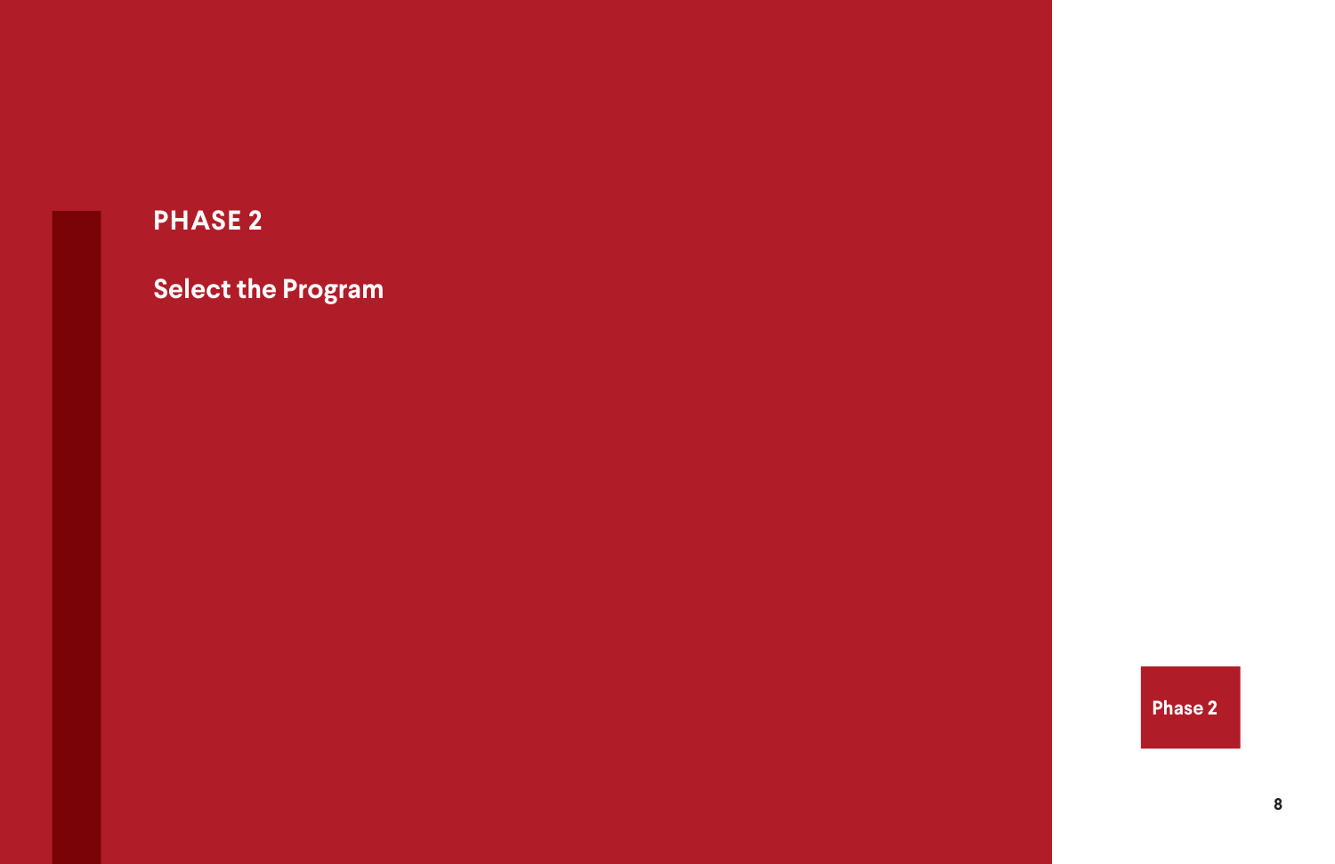# PHASE 2

## Select the Program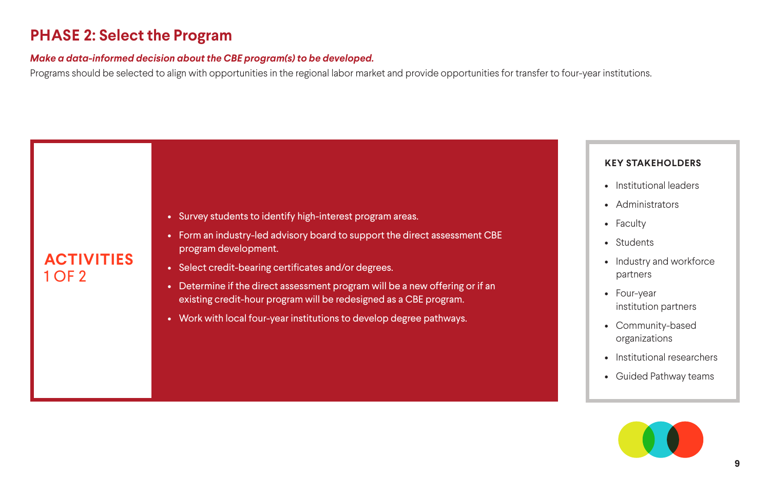## PHASE 2: Select the Program

***Make a data-informed decision about the CBE program(s) to be developed.***

Programs should be selected to align with opportunities in the regional labor market and provide opportunities for transfer to four-year institutions.

### ACTIVITIES 1 OF 2

- Survey students to identify high-interest program areas.
- Form an industry-led advisory board to support the direct assessment CBE program development.
- Select credit-bearing certificates and/or degrees.
- Determine if the direct assessment program will be a new offering or if an existing credit-hour program will be redesigned as a CBE program.
- Work with local four-year institutions to develop degree pathways.

### KEY STAKEHOLDERS

- Institutional leaders
- Administrators
- Faculty
- Students
- Industry and workforce partners
- Four-year institution partners
- Community-based organizations
- Institutional researchers
- Guided Pathway teams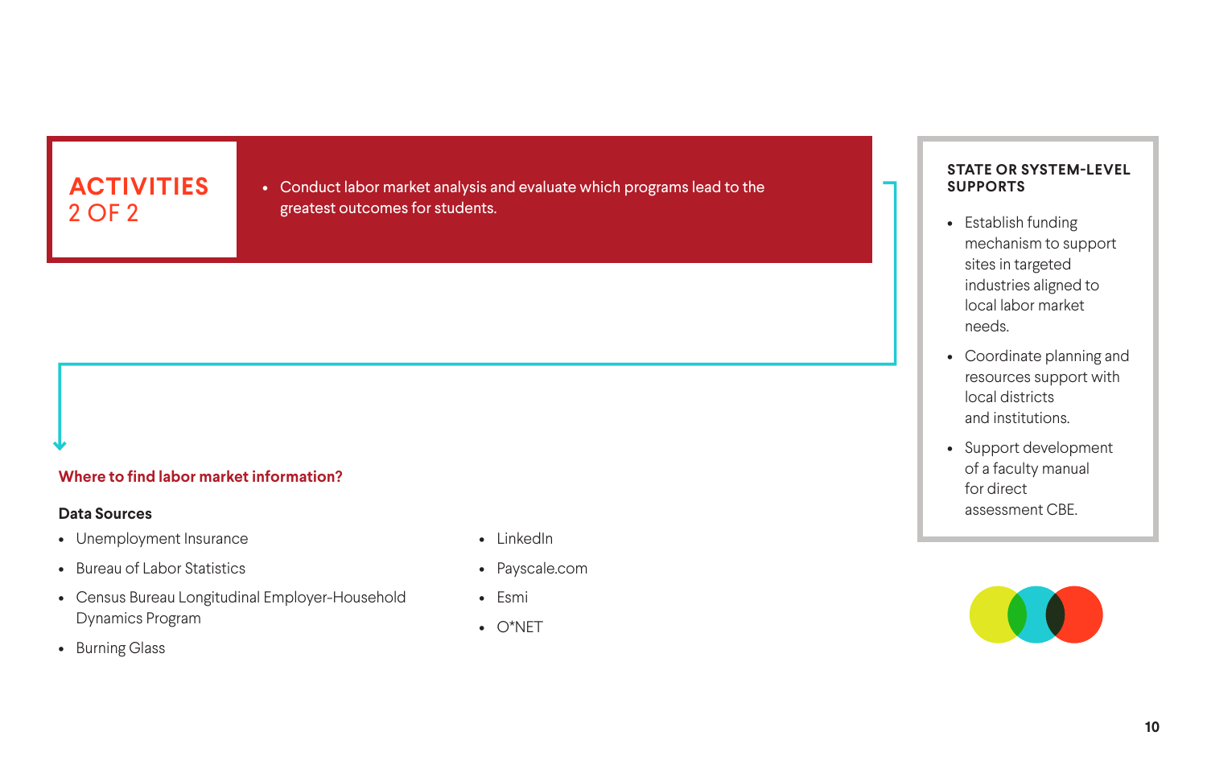## ACTIVITIES 2 OF 2

- Conduct labor market analysis and evaluate which programs lead to the greatest outcomes for students.

### STATE OR SYSTEM-LEVEL SUPPORTS

- Establish funding mechanism to support sites in targeted industries aligned to local labor market needs.
- Coordinate planning and resources support with local districts and institutions.
- Support development of a faculty manual for direct assessment CBE.

### Where to find labor market information?

**Data Sources**

- Unemployment Insurance
- Bureau of Labor Statistics
- Census Bureau Longitudinal Employer-Household Dynamics Program
- Burning Glass
- LinkedIn
- Payscale.com
- Esmi
- O*NET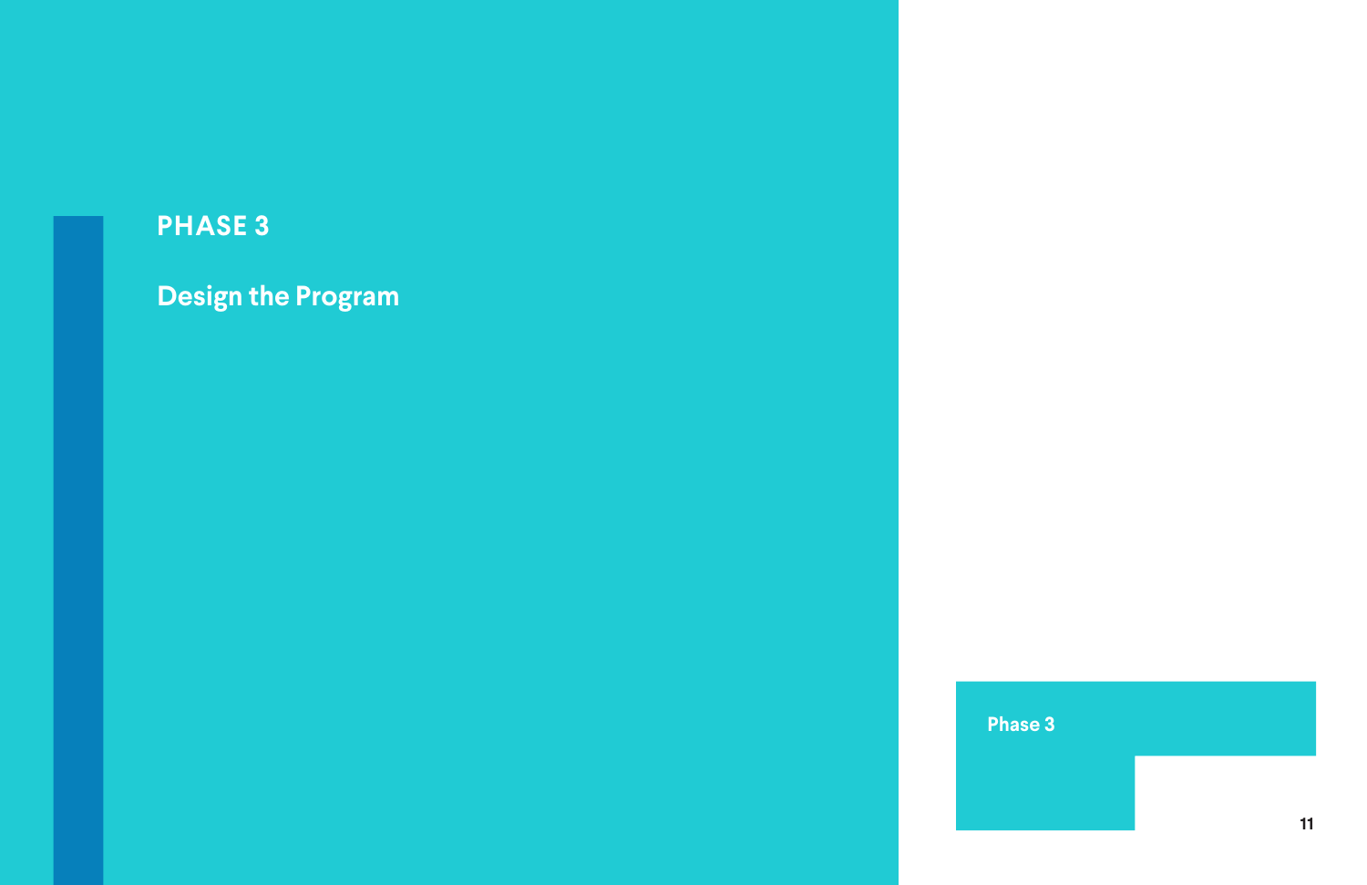# PHASE 3

## Design the Program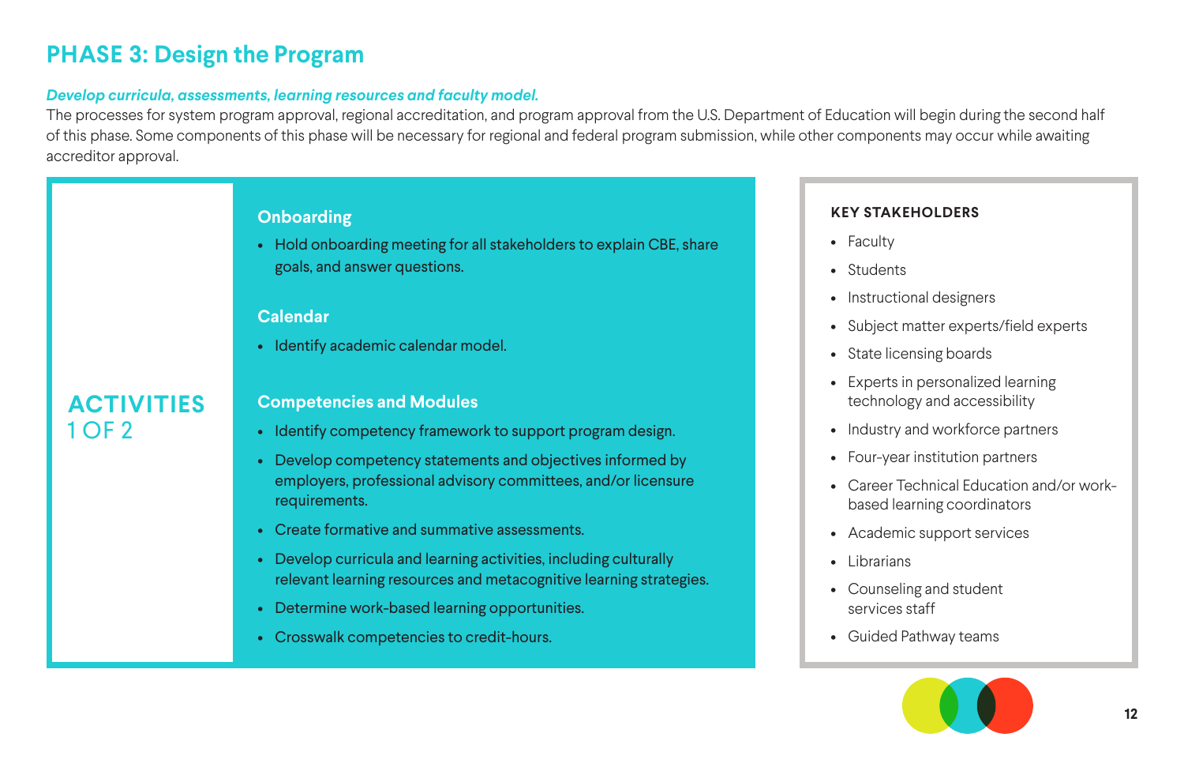## PHASE 3: Design the Program

***Develop curricula, assessments, learning resources and faculty model.***

The processes for system program approval, regional accreditation, and program approval from the U.S. Department of Education will begin during the second half of this phase. Some components of this phase will be necessary for regional and federal program submission, while other components may occur while awaiting accreditor approval.

### ACTIVITIES 1 OF 2

#### Onboarding

- Hold onboarding meeting for all stakeholders to explain CBE, share goals, and answer questions.

#### Calendar

- Identify academic calendar model.

#### Competencies and Modules

- Identify competency framework to support program design.
- Develop competency statements and objectives informed by employers, professional advisory committees, and/or licensure requirements.
- Create formative and summative assessments.
- Develop curricula and learning activities, including culturally relevant learning resources and metacognitive learning strategies.
- Determine work-based learning opportunities.
- Crosswalk competencies to credit-hours.

#### KEY STAKEHOLDERS

- Faculty
- Students
- Instructional designers
- Subject matter experts/field experts
- State licensing boards
- Experts in personalized learning technology and accessibility
- Industry and workforce partners
- Four-year institution partners
- Career Technical Education and/or work-based learning coordinators
- Academic support services
- Librarians
- Counseling and student services staff
- Guided Pathway teams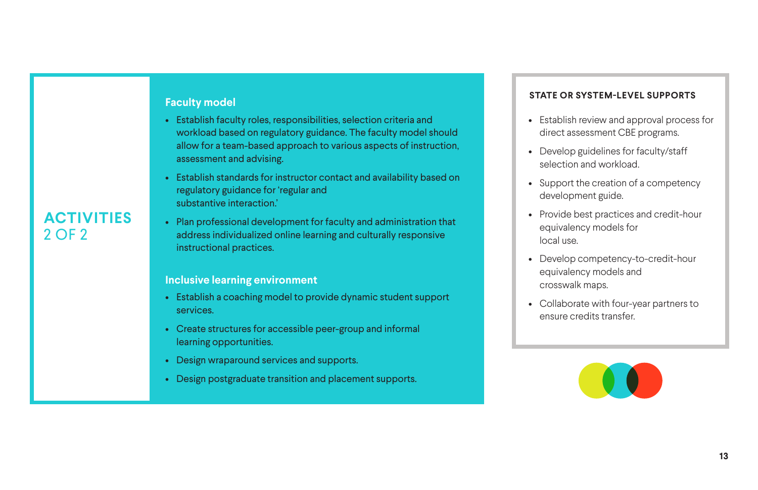## ACTIVITIES 2 OF 2

### Faculty model

- Establish faculty roles, responsibilities, selection criteria and workload based on regulatory guidance. The faculty model should allow for a team-based approach to various aspects of instruction, assessment and advising.
- Establish standards for instructor contact and availability based on regulatory guidance for 'regular and substantive interaction.'
- Plan professional development for faculty and administration that address individualized online learning and culturally responsive instructional practices.

### Inclusive learning environment

- Establish a coaching model to provide dynamic student support services.
- Create structures for accessible peer-group and informal learning opportunities.
- Design wraparound services and supports.
- Design postgraduate transition and placement supports.

### STATE OR SYSTEM-LEVEL SUPPORTS

- Establish review and approval process for direct assessment CBE programs.
- Develop guidelines for faculty/staff selection and workload.
- Support the creation of a competency development guide.
- Provide best practices and credit-hour equivalency models for local use.
- Develop competency-to-credit-hour equivalency models and crosswalk maps.
- Collaborate with four-year partners to ensure credits transfer.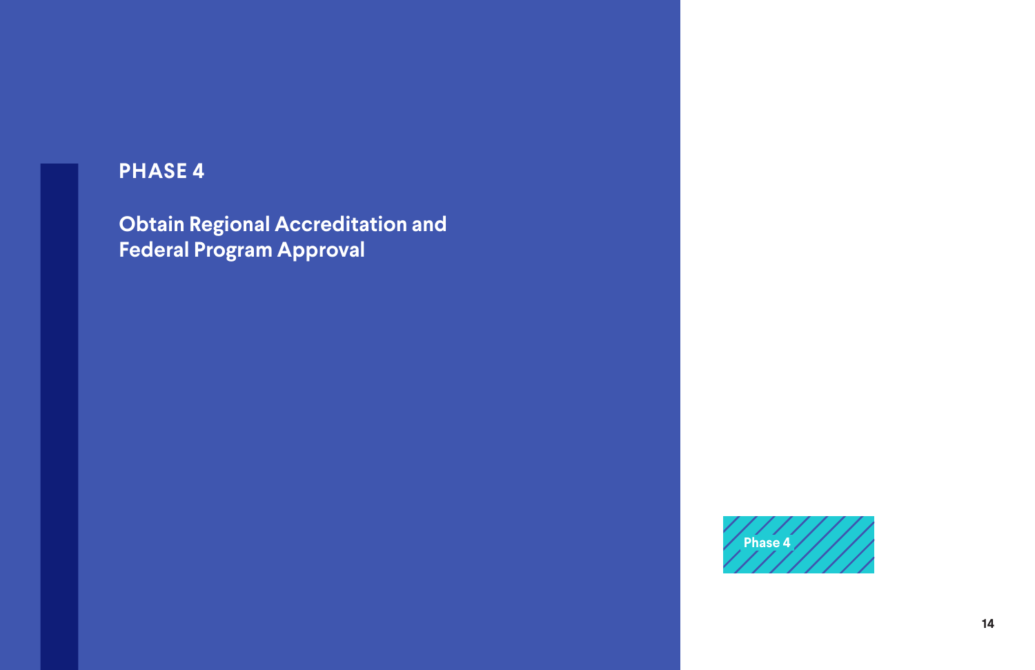# PHASE 4

## Obtain Regional Accreditation and Federal Program Approval

Phase 4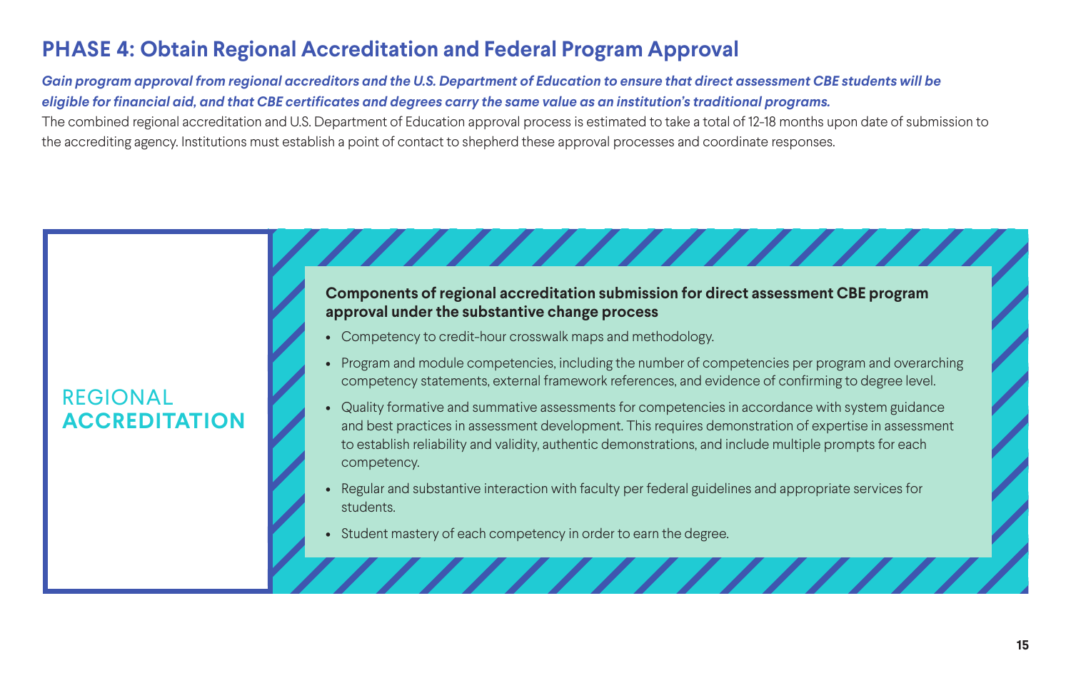## PHASE 4: Obtain Regional Accreditation and Federal Program Approval

***Gain program approval from regional accreditors and the U.S. Department of Education to ensure that direct assessment CBE students will be eligible for financial aid, and that CBE certificates and degrees carry the same value as an institution's traditional programs.***

The combined regional accreditation and U.S. Department of Education approval process is estimated to take a total of 12-18 months upon date of submission to the accrediting agency. Institutions must establish a point of contact to shepherd these approval processes and coordinate responses.

### REGIONAL **ACCREDITATION**

**Components of regional accreditation submission for direct assessment CBE program approval under the substantive change process**

- Competency to credit-hour crosswalk maps and methodology.
- Program and module competencies, including the number of competencies per program and overarching competency statements, external framework references, and evidence of confirming to degree level.
- Quality formative and summative assessments for competencies in accordance with system guidance and best practices in assessment development. This requires demonstration of expertise in assessment to establish reliability and validity, authentic demonstrations, and include multiple prompts for each competency.
- Regular and substantive interaction with faculty per federal guidelines and appropriate services for students.
- Student mastery of each competency in order to earn the degree.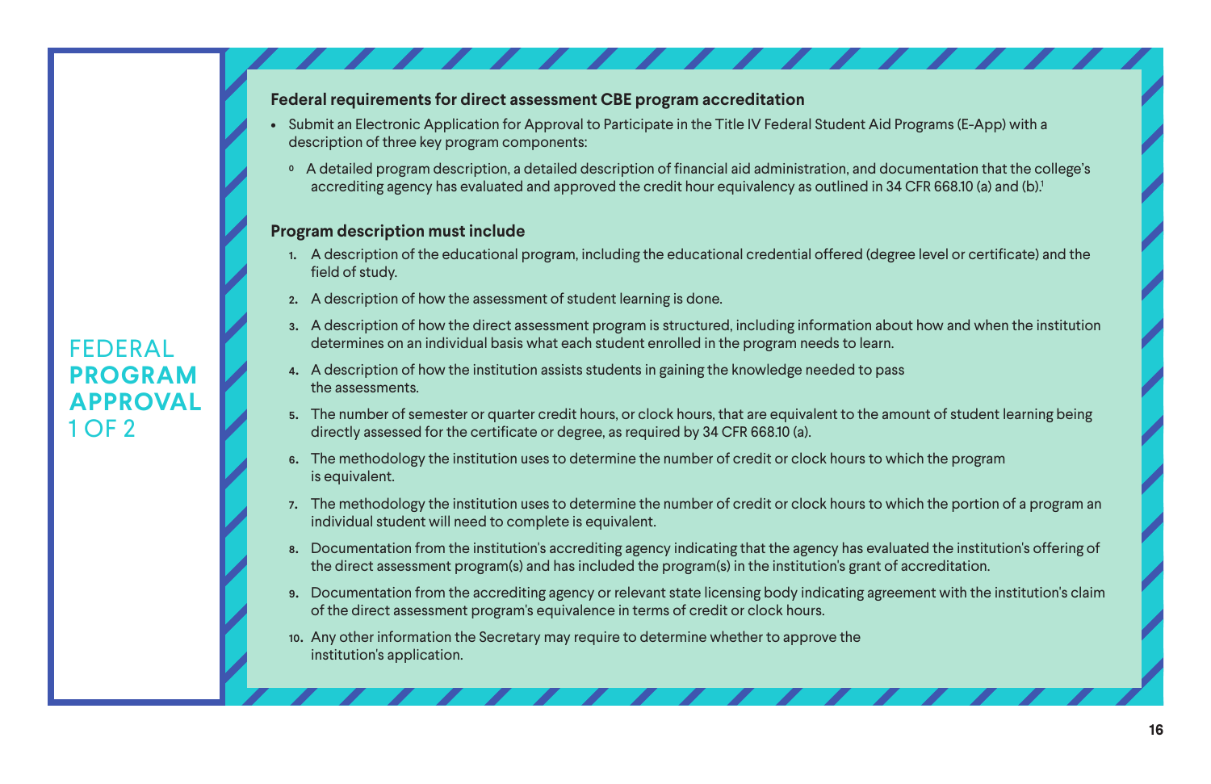# FEDERAL PROGRAM APPROVAL 1 OF 2

**Federal requirements for direct assessment CBE program accreditation**

- Submit an Electronic Application for Approval to Participate in the Title IV Federal Student Aid Programs (E-App) with a description of three key program components:
  - A detailed program description, a detailed description of financial aid administration, and documentation that the college's accrediting agency has evaluated and approved the credit hour equivalency as outlined in 34 CFR 668.10 (a) and (b).[1]

**Program description must include**

1. A description of the educational program, including the educational credential offered (degree level or certificate) and the field of study.
2. A description of how the assessment of student learning is done.
3. A description of how the direct assessment program is structured, including information about how and when the institution determines on an individual basis what each student enrolled in the program needs to learn.
4. A description of how the institution assists students in gaining the knowledge needed to pass the assessments.
5. The number of semester or quarter credit hours, or clock hours, that are equivalent to the amount of student learning being directly assessed for the certificate or degree, as required by 34 CFR 668.10 (a).
6. The methodology the institution uses to determine the number of credit or clock hours to which the program is equivalent.
7. The methodology the institution uses to determine the number of credit or clock hours to which the portion of a program an individual student will need to complete is equivalent.
8. Documentation from the institution's accrediting agency indicating that the agency has evaluated the institution's offering of the direct assessment program(s) and has included the program(s) in the institution's grant of accreditation.
9. Documentation from the accrediting agency or relevant state licensing body indicating agreement with the institution's claim of the direct assessment program's equivalence in terms of credit or clock hours.
10. Any other information the Secretary may require to determine whether to approve the institution's application.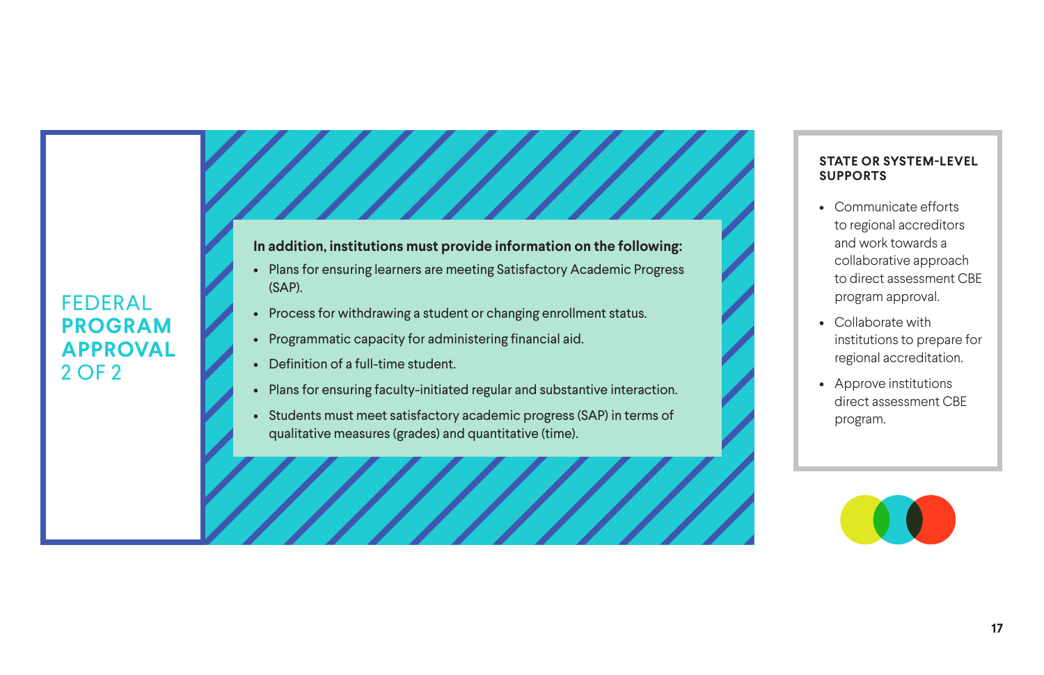# FEDERAL PROGRAM APPROVAL 2 OF 2

**In addition, institutions must provide information on the following:**

- Plans for ensuring learners are meeting Satisfactory Academic Progress (SAP).
- Process for withdrawing a student or changing enrollment status.
- Programmatic capacity for administering financial aid.
- Definition of a full-time student.
- Plans for ensuring faculty-initiated regular and substantive interaction.
- Students must meet satisfactory academic progress (SAP) in terms of qualitative measures (grades) and quantitative (time).

### STATE OR SYSTEM-LEVEL SUPPORTS

- Communicate efforts to regional accreditors and work towards a collaborative approach to direct assessment CBE program approval.
- Collaborate with institutions to prepare for regional accreditation.
- Approve institutions direct assessment CBE program.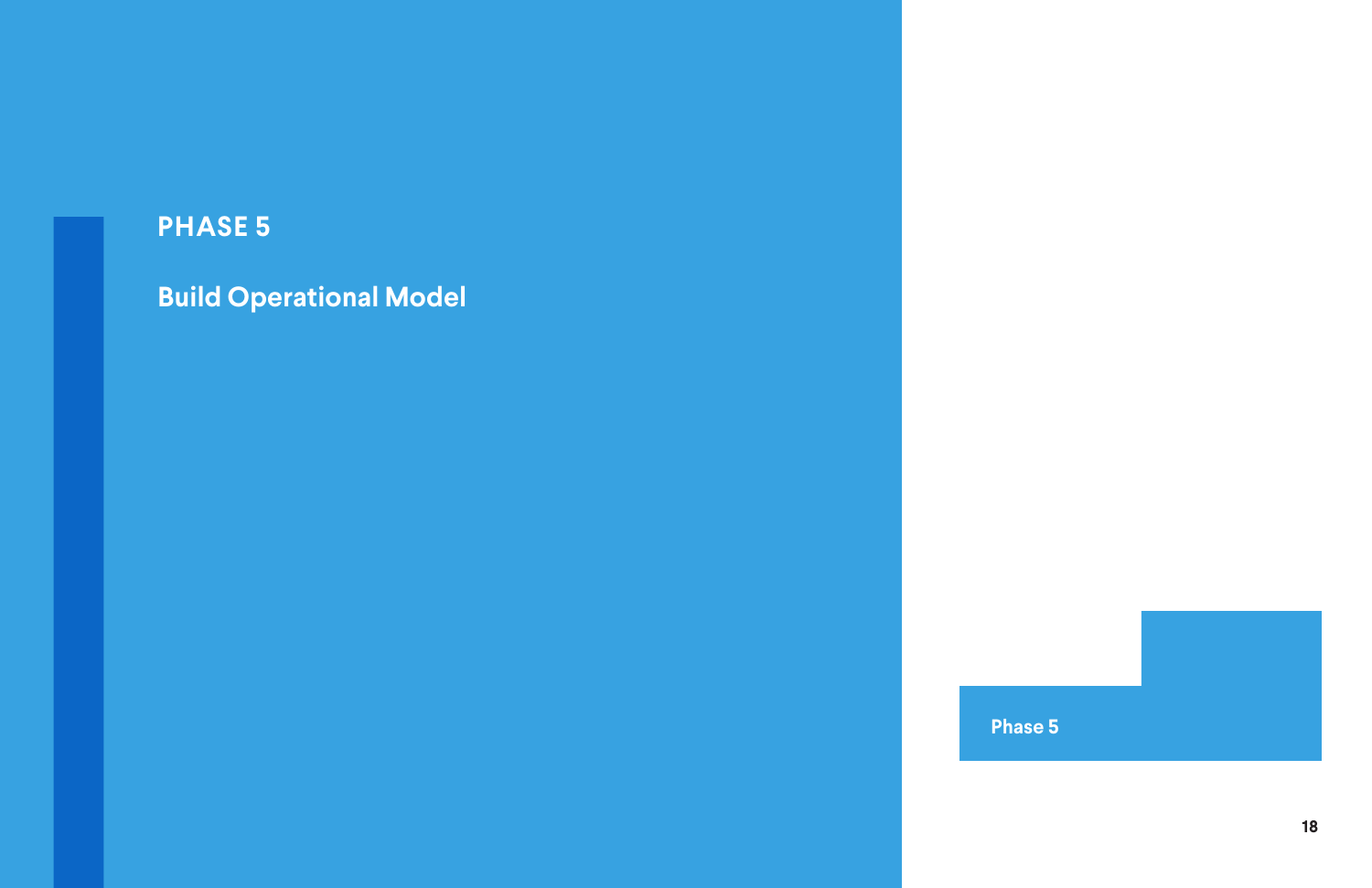# PHASE 5

## Build Operational Model

Phase 5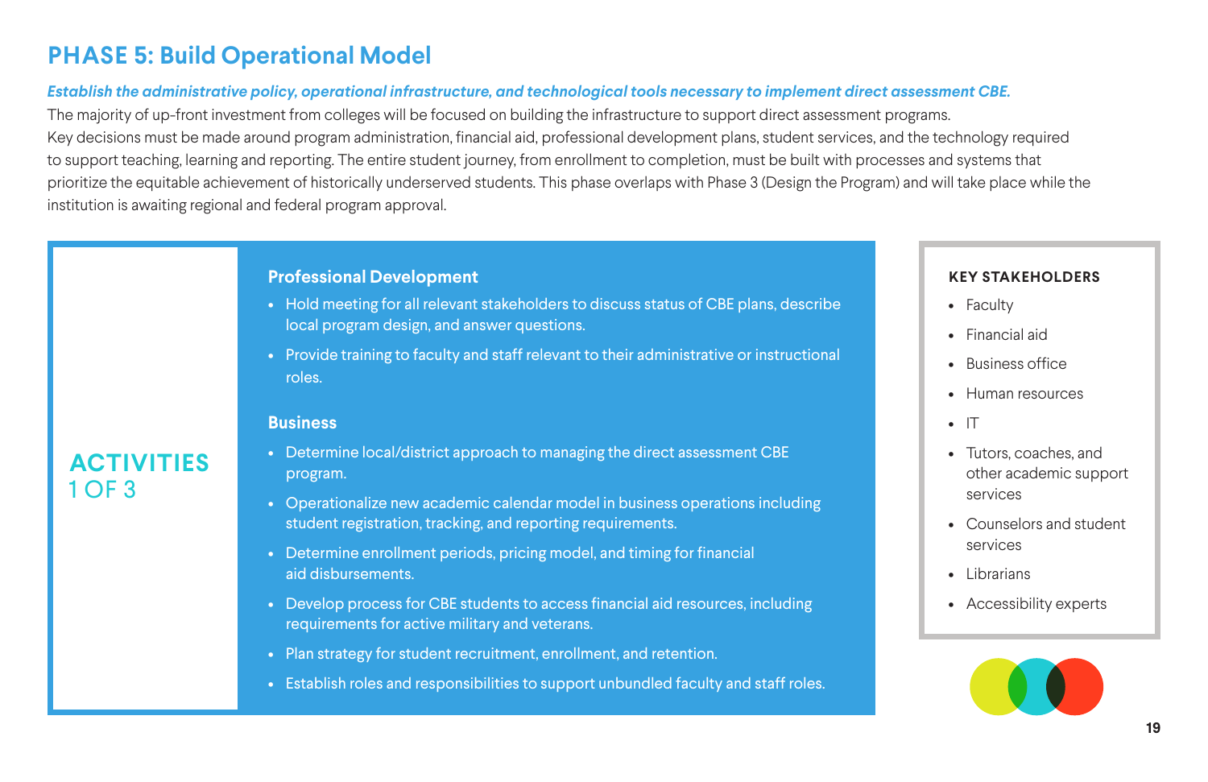# PHASE 5: Build Operational Model

***Establish the administrative policy, operational infrastructure, and technological tools necessary to implement direct assessment CBE.***

The majority of up-front investment from colleges will be focused on building the infrastructure to support direct assessment programs. Key decisions must be made around program administration, financial aid, professional development plans, student services, and the technology required to support teaching, learning and reporting. The entire student journey, from enrollment to completion, must be built with processes and systems that prioritize the equitable achievement of historically underserved students. This phase overlaps with Phase 3 (Design the Program) and will take place while the institution is awaiting regional and federal program approval.

## ACTIVITIES 1 OF 3

### Professional Development

- Hold meeting for all relevant stakeholders to discuss status of CBE plans, describe local program design, and answer questions.
- Provide training to faculty and staff relevant to their administrative or instructional roles.

### Business

- Determine local/district approach to managing the direct assessment CBE program.
- Operationalize new academic calendar model in business operations including student registration, tracking, and reporting requirements.
- Determine enrollment periods, pricing model, and timing for financial aid disbursements.
- Develop process for CBE students to access financial aid resources, including requirements for active military and veterans.
- Plan strategy for student recruitment, enrollment, and retention.
- Establish roles and responsibilities to support unbundled faculty and staff roles.

### KEY STAKEHOLDERS

- Faculty
- Financial aid
- Business office
- Human resources
- IT
- Tutors, coaches, and other academic support services
- Counselors and student services
- Librarians
- Accessibility experts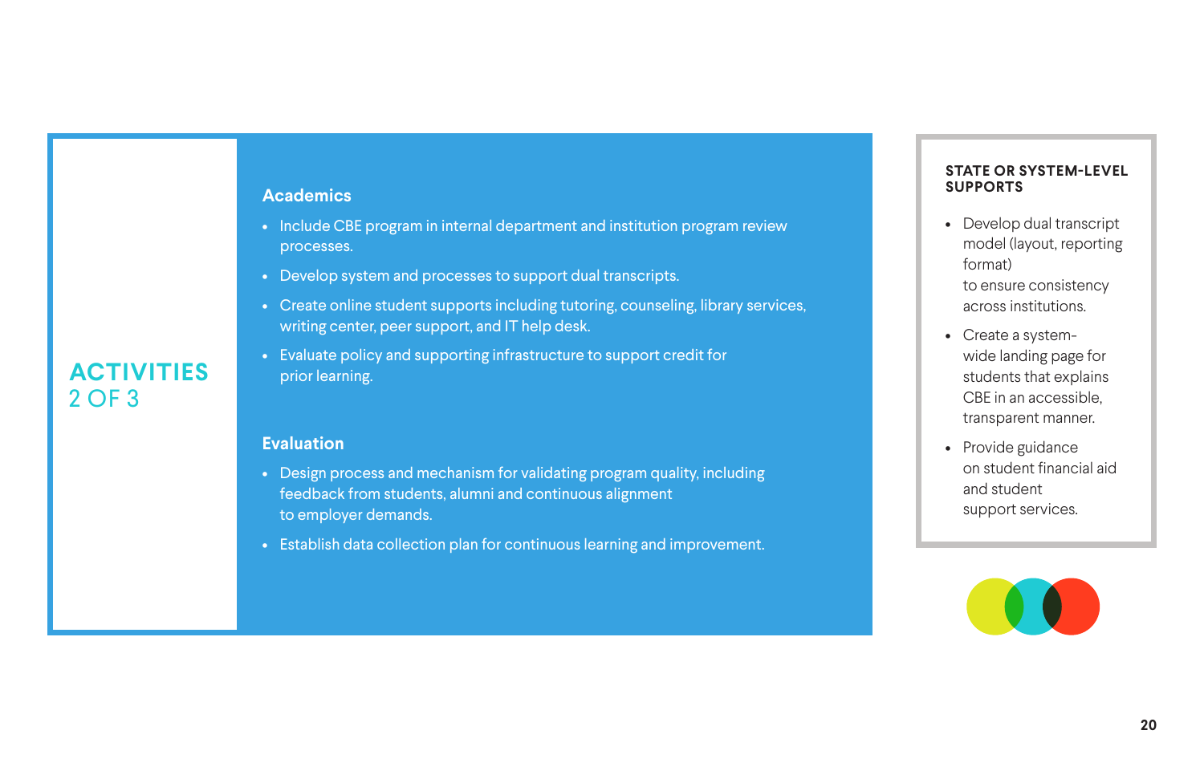## ACTIVITIES 2 OF 3

### Academics

- Include CBE program in internal department and institution program review processes.
- Develop system and processes to support dual transcripts.
- Create online student supports including tutoring, counseling, library services, writing center, peer support, and IT help desk.
- Evaluate policy and supporting infrastructure to support credit for prior learning.

### Evaluation

- Design process and mechanism for validating program quality, including feedback from students, alumni and continuous alignment to employer demands.
- Establish data collection plan for continuous learning and improvement.

### STATE OR SYSTEM-LEVEL SUPPORTS

- Develop dual transcript model (layout, reporting format) to ensure consistency across institutions.
- Create a system-wide landing page for students that explains CBE in an accessible, transparent manner.
- Provide guidance on student financial aid and student support services.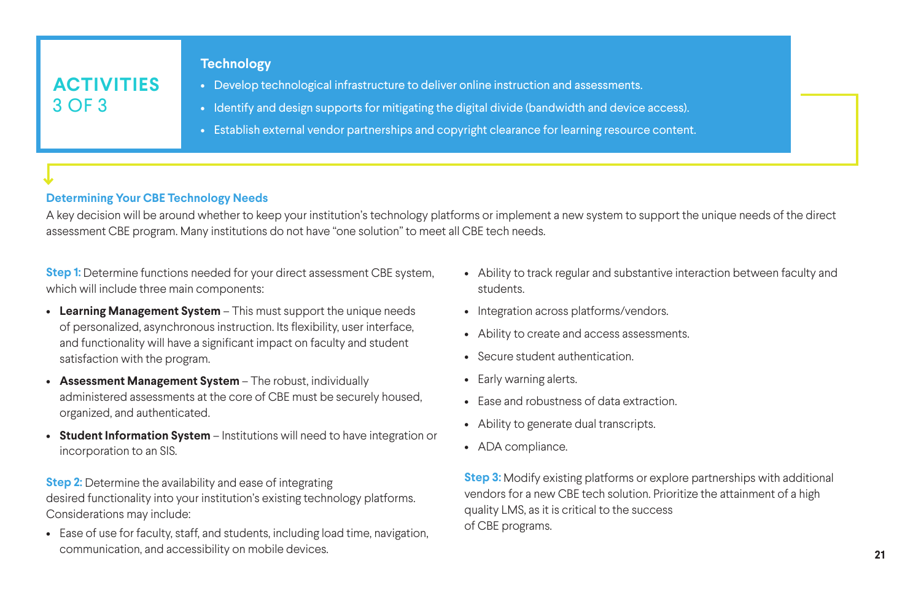## ACTIVITIES 3 OF 3

### Technology

- Develop technological infrastructure to deliver online instruction and assessments.
- Identify and design supports for mitigating the digital divide (bandwidth and device access).
- Establish external vendor partnerships and copyright clearance for learning resource content.

### Determining Your CBE Technology Needs

A key decision will be around whether to keep your institution's technology platforms or implement a new system to support the unique needs of the direct assessment CBE program. Many institutions do not have "one solution" to meet all CBE tech needs.

**Step 1:** Determine functions needed for your direct assessment CBE system, which will include three main components:

- **Learning Management System** – This must support the unique needs of personalized, asynchronous instruction. Its flexibility, user interface, and functionality will have a significant impact on faculty and student satisfaction with the program.
- **Assessment Management System** – The robust, individually administered assessments at the core of CBE must be securely housed, organized, and authenticated.
- **Student Information System** – Institutions will need to have integration or incorporation to an SIS.

**Step 2:** Determine the availability and ease of integrating desired functionality into your institution's existing technology platforms. Considerations may include:

- Ease of use for faculty, staff, and students, including load time, navigation, communication, and accessibility on mobile devices.
- Ability to track regular and substantive interaction between faculty and students.
- Integration across platforms/vendors.
- Ability to create and access assessments.
- Secure student authentication.
- Early warning alerts.
- Ease and robustness of data extraction.
- Ability to generate dual transcripts.
- ADA compliance.

**Step 3:** Modify existing platforms or explore partnerships with additional vendors for a new CBE tech solution. Prioritize the attainment of a high quality LMS, as it is critical to the success of CBE programs.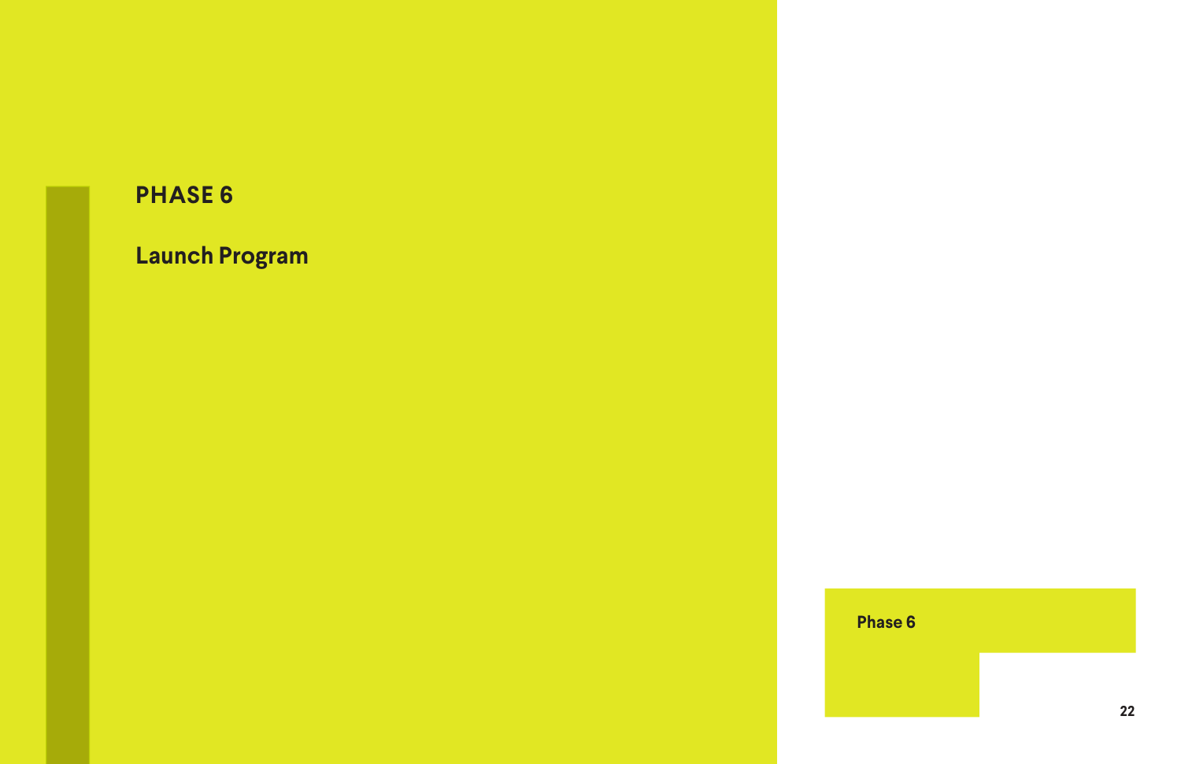# PHASE 6

## Launch Program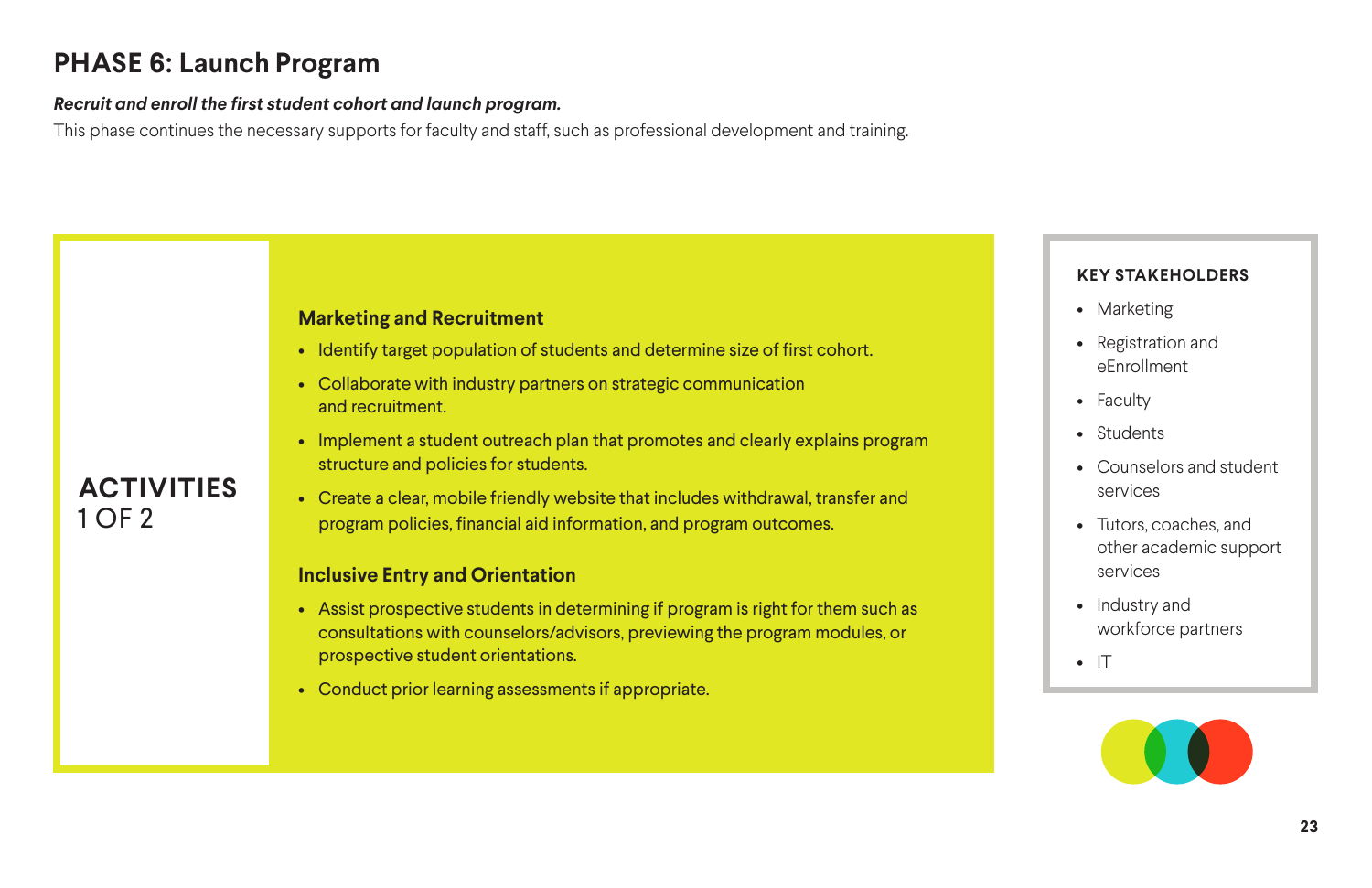# PHASE 6: Launch Program

***Recruit and enroll the first student cohort and launch program.***

This phase continues the necessary supports for faculty and staff, such as professional development and training.

## ACTIVITIES 1 OF 2

### Marketing and Recruitment

- Identify target population of students and determine size of first cohort.
- Collaborate with industry partners on strategic communication and recruitment.
- Implement a student outreach plan that promotes and clearly explains program structure and policies for students.
- Create a clear, mobile friendly website that includes withdrawal, transfer and program policies, financial aid information, and program outcomes.

### Inclusive Entry and Orientation

- Assist prospective students in determining if program is right for them such as consultations with counselors/advisors, previewing the program modules, or prospective student orientations.
- Conduct prior learning assessments if appropriate.

### KEY STAKEHOLDERS

- Marketing
- Registration and eEnrollment
- Faculty
- Students
- Counselors and student services
- Tutors, coaches, and other academic support services
- Industry and workforce partners
- IT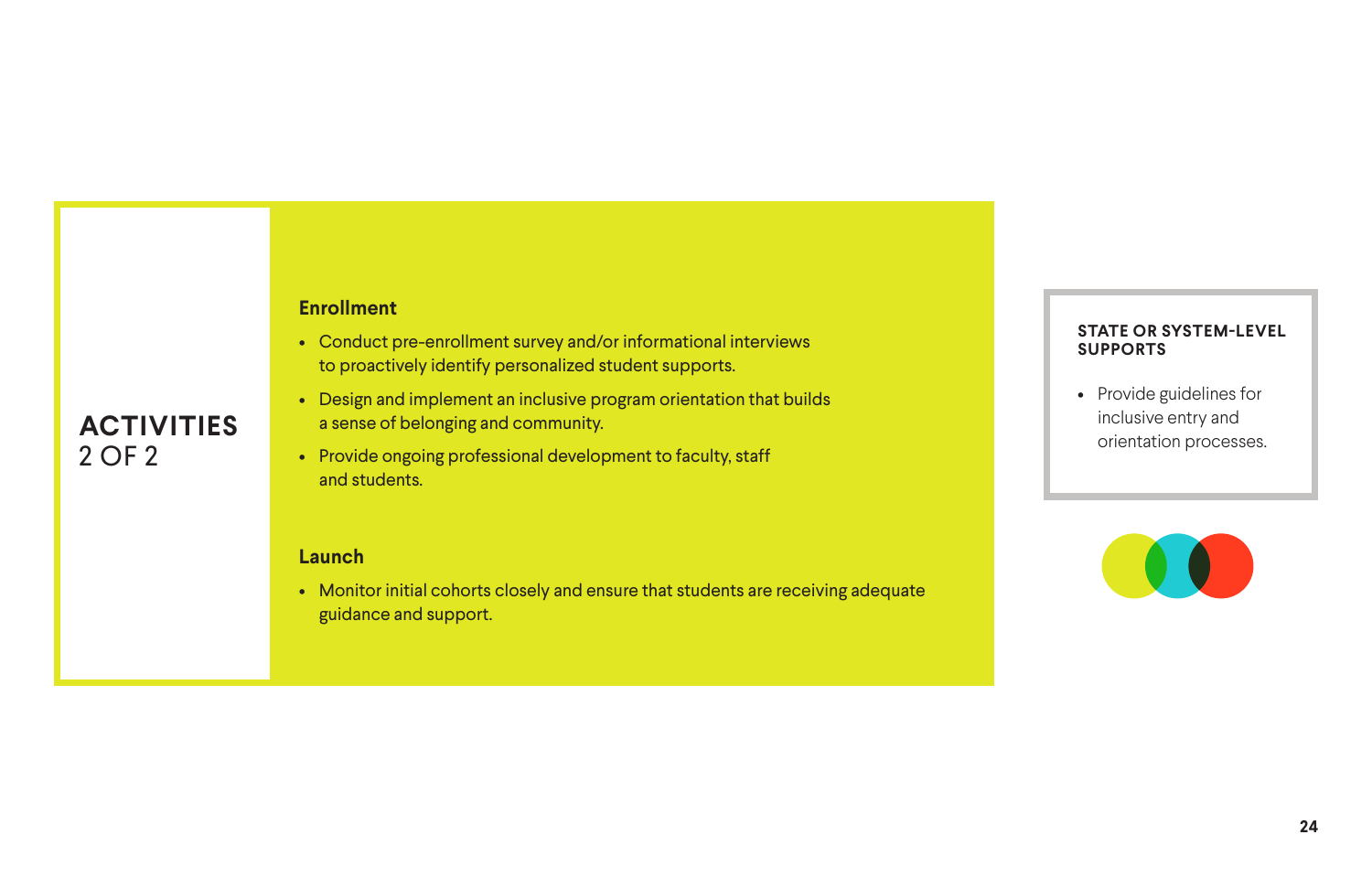## ACTIVITIES 2 OF 2

### Enrollment

- Conduct pre-enrollment survey and/or informational interviews to proactively identify personalized student supports.
- Design and implement an inclusive program orientation that builds a sense of belonging and community.
- Provide ongoing professional development to faculty, staff and students.

### Launch

- Monitor initial cohorts closely and ensure that students are receiving adequate guidance and support.

### STATE OR SYSTEM-LEVEL SUPPORTS

- Provide guidelines for inclusive entry and orientation processes.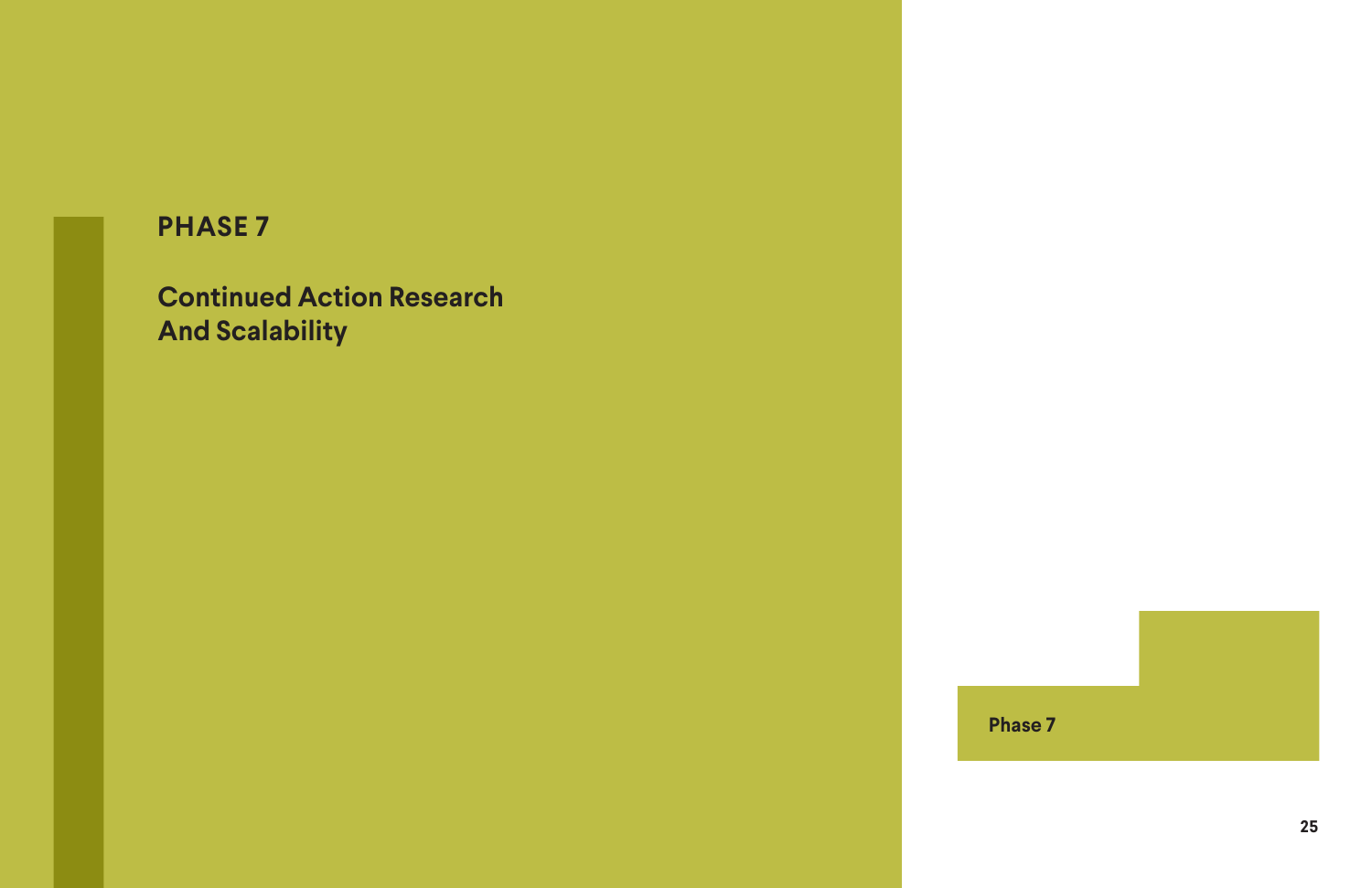# PHASE 7

## Continued Action Research And Scalability

Phase 7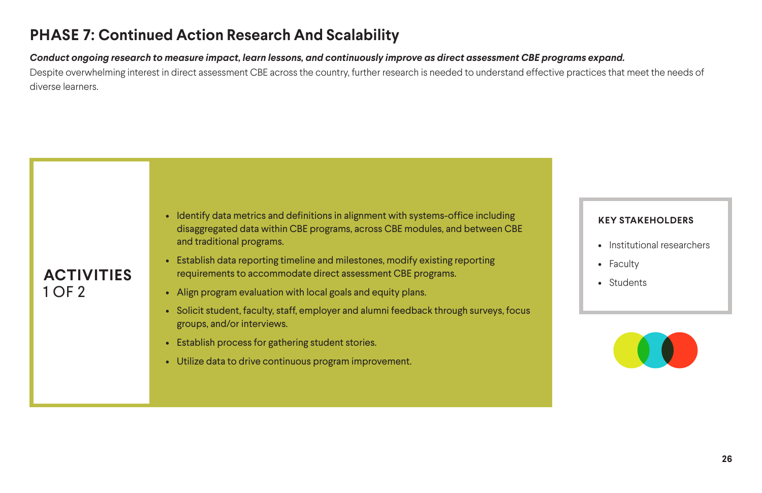# PHASE 7: Continued Action Research And Scalability

***Conduct ongoing research to measure impact, learn lessons, and continuously improve as direct assessment CBE programs expand.***

Despite overwhelming interest in direct assessment CBE across the country, further research is needed to understand effective practices that meet the needs of diverse learners.

## ACTIVITIES 1 OF 2

- Identify data metrics and definitions in alignment with systems-office including disaggregated data within CBE programs, across CBE modules, and between CBE and traditional programs.
- Establish data reporting timeline and milestones, modify existing reporting requirements to accommodate direct assessment CBE programs.
- Align program evaluation with local goals and equity plans.
- Solicit student, faculty, staff, employer and alumni feedback through surveys, focus groups, and/or interviews.
- Establish process for gathering student stories.
- Utilize data to drive continuous program improvement.

**KEY STAKEHOLDERS**

- Institutional researchers
- Faculty
- Students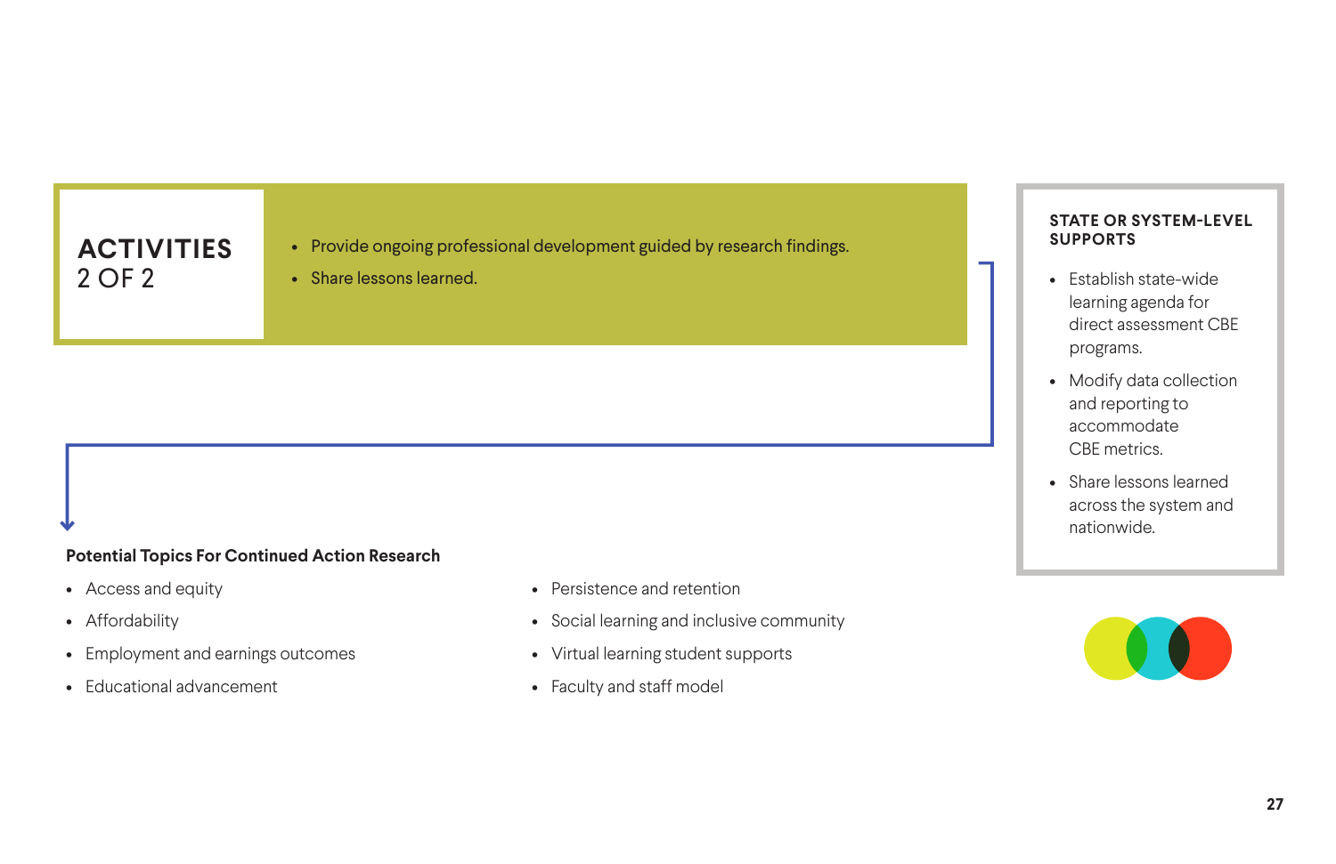## ACTIVITIES 2 OF 2

- Provide ongoing professional development guided by research findings.
- Share lessons learned.

### STATE OR SYSTEM-LEVEL SUPPORTS

- Establish state-wide learning agenda for direct assessment CBE programs.
- Modify data collection and reporting to accommodate CBE metrics.
- Share lessons learned across the system and nationwide.

**Potential Topics For Continued Action Research**

- Access and equity
- Affordability
- Employment and earnings outcomes
- Educational advancement
- Persistence and retention
- Social learning and inclusive community
- Virtual learning student supports
- Faculty and staff model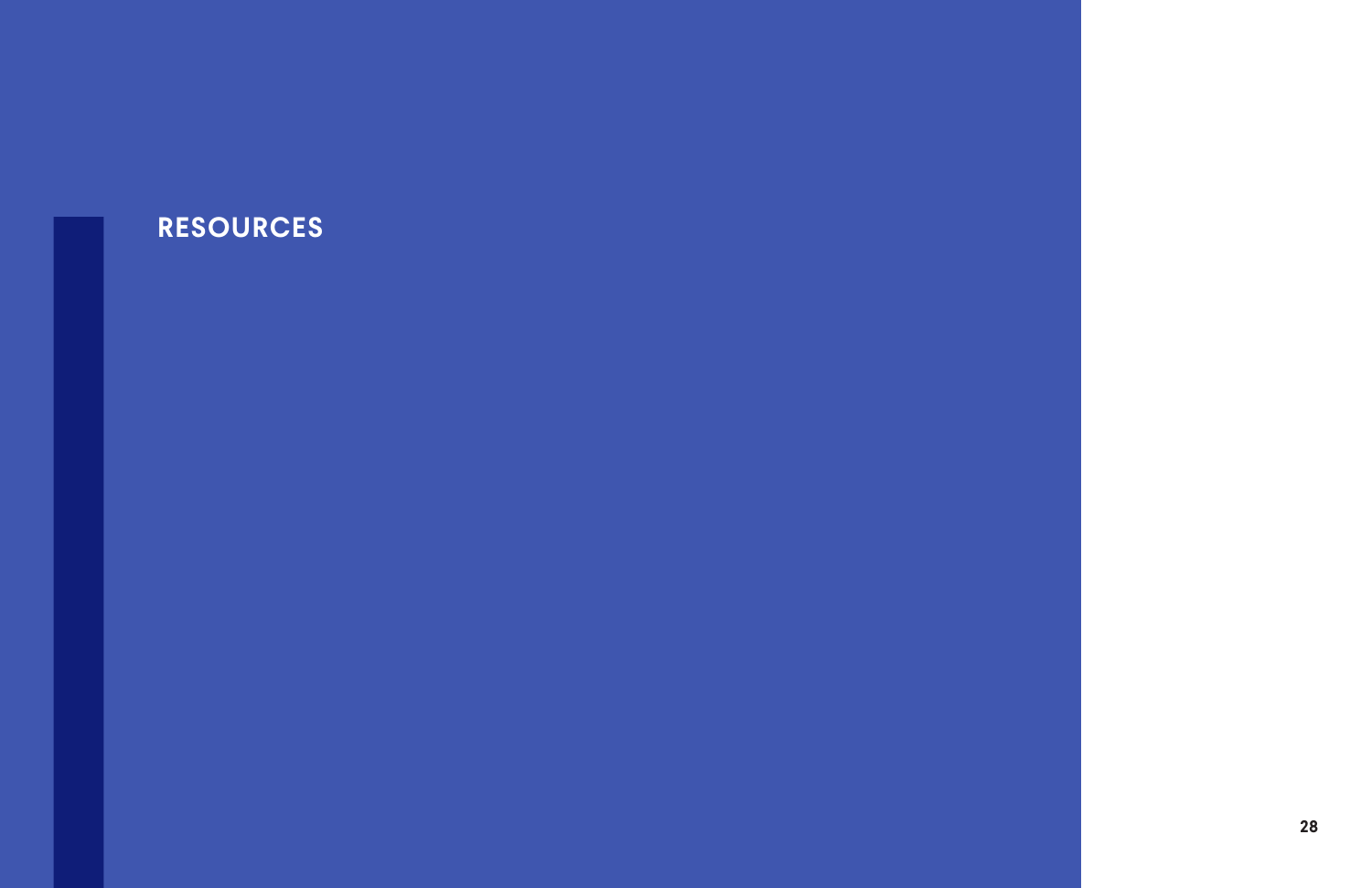# RESOURCES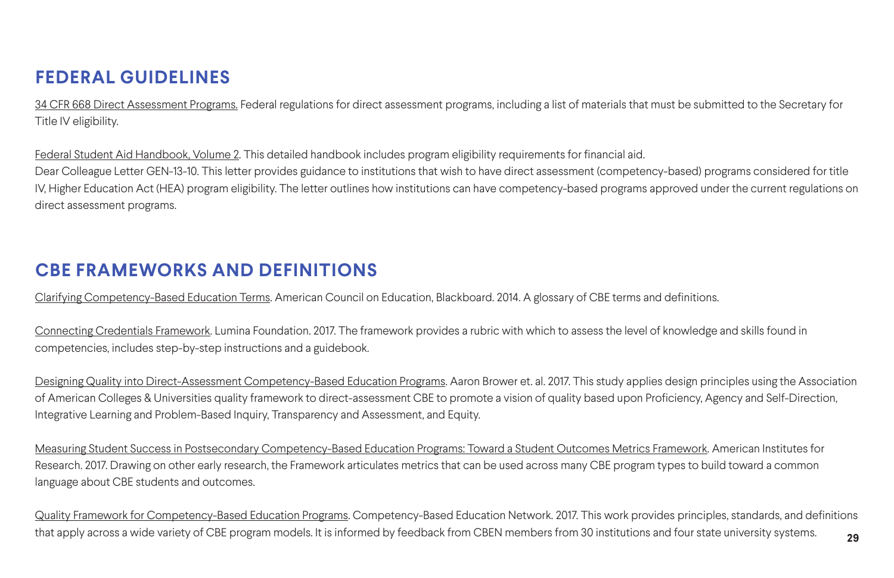## FEDERAL GUIDELINES

34 CFR 668 Direct Assessment Programs. Federal regulations for direct assessment programs, including a list of materials that must be submitted to the Secretary for Title IV eligibility.

Federal Student Aid Handbook, Volume 2. This detailed handbook includes program eligibility requirements for financial aid.
Dear Colleague Letter GEN-13-10. This letter provides guidance to institutions that wish to have direct assessment (competency-based) programs considered for title IV, Higher Education Act (HEA) program eligibility. The letter outlines how institutions can have competency-based programs approved under the current regulations on direct assessment programs.

## CBE FRAMEWORKS AND DEFINITIONS

Clarifying Competency-Based Education Terms. American Council on Education, Blackboard. 2014. A glossary of CBE terms and definitions.

Connecting Credentials Framework. Lumina Foundation. 2017. The framework provides a rubric with which to assess the level of knowledge and skills found in competencies, includes step-by-step instructions and a guidebook.

Designing Quality into Direct-Assessment Competency-Based Education Programs. Aaron Brower et. al. 2017. This study applies design principles using the Association of American Colleges & Universities quality framework to direct-assessment CBE to promote a vision of quality based upon Proficiency, Agency and Self-Direction, Integrative Learning and Problem-Based Inquiry, Transparency and Assessment, and Equity.

Measuring Student Success in Postsecondary Competency-Based Education Programs: Toward a Student Outcomes Metrics Framework. American Institutes for Research. 2017. Drawing on other early research, the Framework articulates metrics that can be used across many CBE program types to build toward a common language about CBE students and outcomes.

Quality Framework for Competency-Based Education Programs. Competency-Based Education Network. 2017. This work provides principles, standards, and definitions that apply across a wide variety of CBE program models. It is informed by feedback from CBEN members from 30 institutions and four state university systems.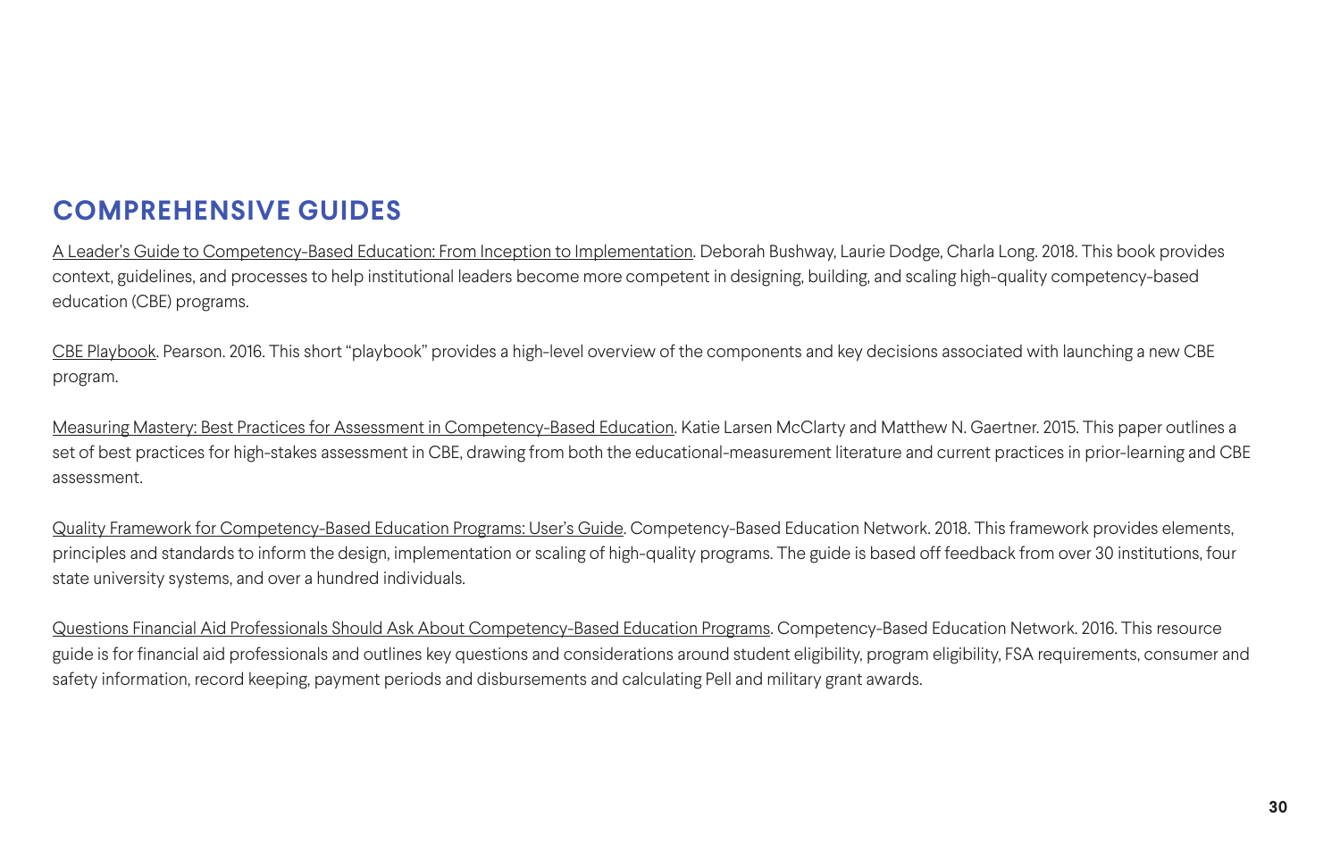## COMPREHENSIVE GUIDES

A Leader's Guide to Competency-Based Education: From Inception to Implementation. Deborah Bushway, Laurie Dodge, Charla Long. 2018. This book provides context, guidelines, and processes to help institutional leaders become more competent in designing, building, and scaling high-quality competency-based education (CBE) programs.

CBE Playbook. Pearson. 2016. This short "playbook" provides a high-level overview of the components and key decisions associated with launching a new CBE program.

Measuring Mastery: Best Practices for Assessment in Competency-Based Education. Katie Larsen McClarty and Matthew N. Gaertner. 2015. This paper outlines a set of best practices for high-stakes assessment in CBE, drawing from both the educational-measurement literature and current practices in prior-learning and CBE assessment.

Quality Framework for Competency-Based Education Programs: User's Guide. Competency-Based Education Network. 2018. This framework provides elements, principles and standards to inform the design, implementation or scaling of high-quality programs. The guide is based off feedback from over 30 institutions, four state university systems, and over a hundred individuals.

Questions Financial Aid Professionals Should Ask About Competency-Based Education Programs. Competency-Based Education Network. 2016. This resource guide is for financial aid professionals and outlines key questions and considerations around student eligibility, program eligibility, FSA requirements, consumer and safety information, record keeping, payment periods and disbursements and calculating Pell and military grant awards.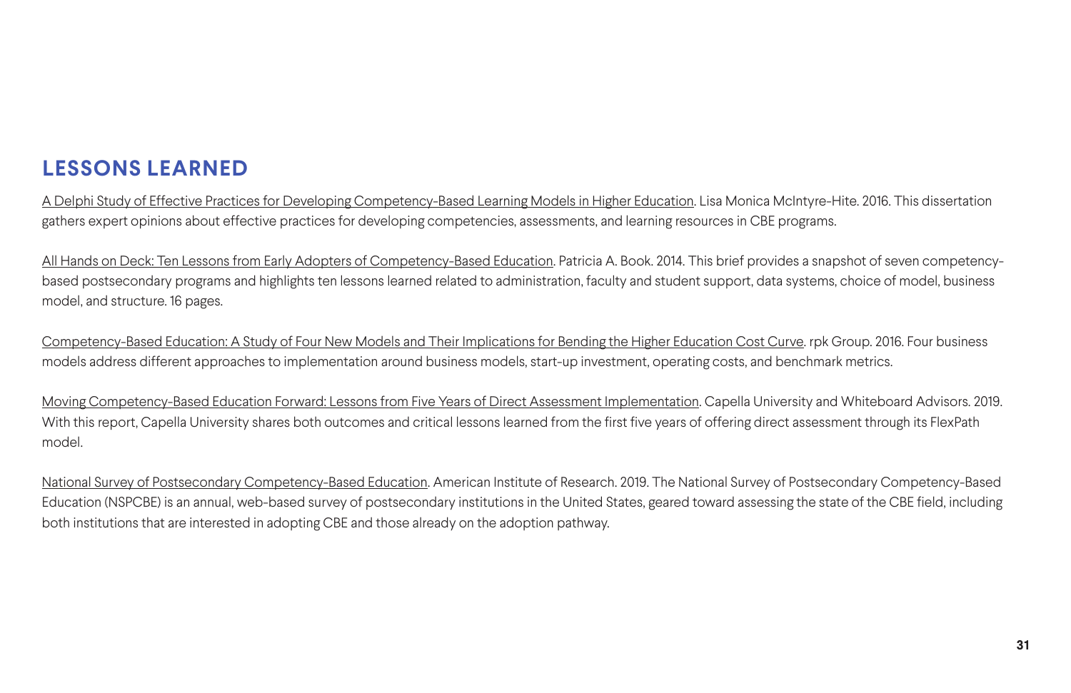## LESSONS LEARNED

A Delphi Study of Effective Practices for Developing Competency-Based Learning Models in Higher Education. Lisa Monica McIntyre-Hite. 2016. This dissertation gathers expert opinions about effective practices for developing competencies, assessments, and learning resources in CBE programs.

All Hands on Deck: Ten Lessons from Early Adopters of Competency-Based Education. Patricia A. Book. 2014. This brief provides a snapshot of seven competency-based postsecondary programs and highlights ten lessons learned related to administration, faculty and student support, data systems, choice of model, business model, and structure. 16 pages.

Competency-Based Education: A Study of Four New Models and Their Implications for Bending the Higher Education Cost Curve. rpk Group. 2016. Four business models address different approaches to implementation around business models, start-up investment, operating costs, and benchmark metrics.

Moving Competency-Based Education Forward: Lessons from Five Years of Direct Assessment Implementation. Capella University and Whiteboard Advisors. 2019. With this report, Capella University shares both outcomes and critical lessons learned from the first five years of offering direct assessment through its FlexPath model.

National Survey of Postsecondary Competency-Based Education. American Institute of Research. 2019. The National Survey of Postsecondary Competency-Based Education (NSPCBE) is an annual, web-based survey of postsecondary institutions in the United States, geared toward assessing the state of the CBE field, including both institutions that are interested in adopting CBE and those already on the adoption pathway.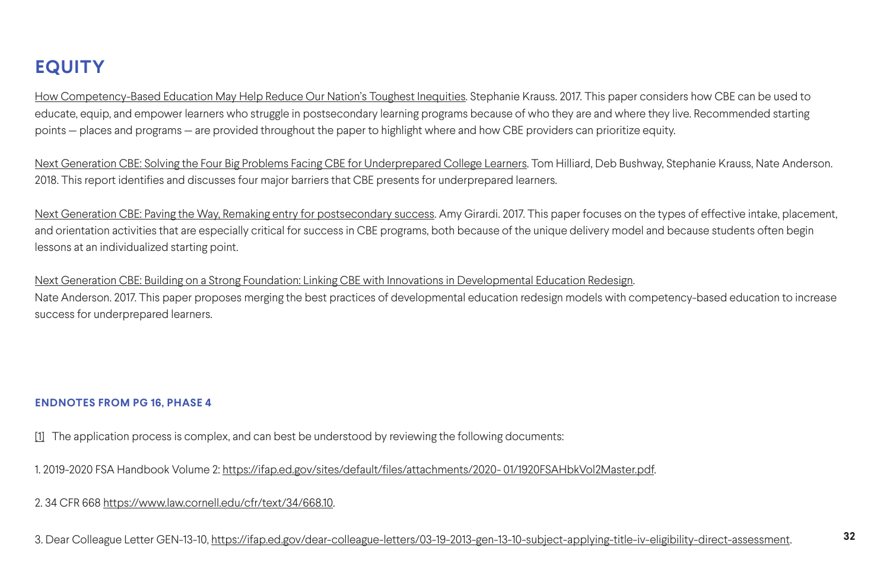## EQUITY

How Competency-Based Education May Help Reduce Our Nation's Toughest Inequities. Stephanie Krauss. 2017. This paper considers how CBE can be used to educate, equip, and empower learners who struggle in postsecondary learning programs because of who they are and where they live. Recommended starting points — places and programs — are provided throughout the paper to highlight where and how CBE providers can prioritize equity.

Next Generation CBE: Solving the Four Big Problems Facing CBE for Underprepared College Learners. Tom Hilliard, Deb Bushway, Stephanie Krauss, Nate Anderson. 2018. This report identifies and discusses four major barriers that CBE presents for underprepared learners.

Next Generation CBE: Paving the Way, Remaking entry for postsecondary success. Amy Girardi. 2017. This paper focuses on the types of effective intake, placement, and orientation activities that are especially critical for success in CBE programs, both because of the unique delivery model and because students often begin lessons at an individualized starting point.

Next Generation CBE: Building on a Strong Foundation: Linking CBE with Innovations in Developmental Education Redesign.
Nate Anderson. 2017. This paper proposes merging the best practices of developmental education redesign models with competency-based education to increase success for underprepared learners.

#### ENDNOTES FROM PG 16, PHASE 4

[1] The application process is complex, and can best be understood by reviewing the following documents:

1. 2019-2020 FSA Handbook Volume 2: https://ifap.ed.gov/sites/default/files/attachments/2020- 01/1920FSAHbkVol2Master.pdf.

2. 34 CFR 668 https://www.law.cornell.edu/cfr/text/34/668.10.

3. Dear Colleague Letter GEN-13-10, https://ifap.ed.gov/dear-colleague-letters/03-19-2013-gen-13-10-subject-applying-title-iv-eligibility-direct-assessment.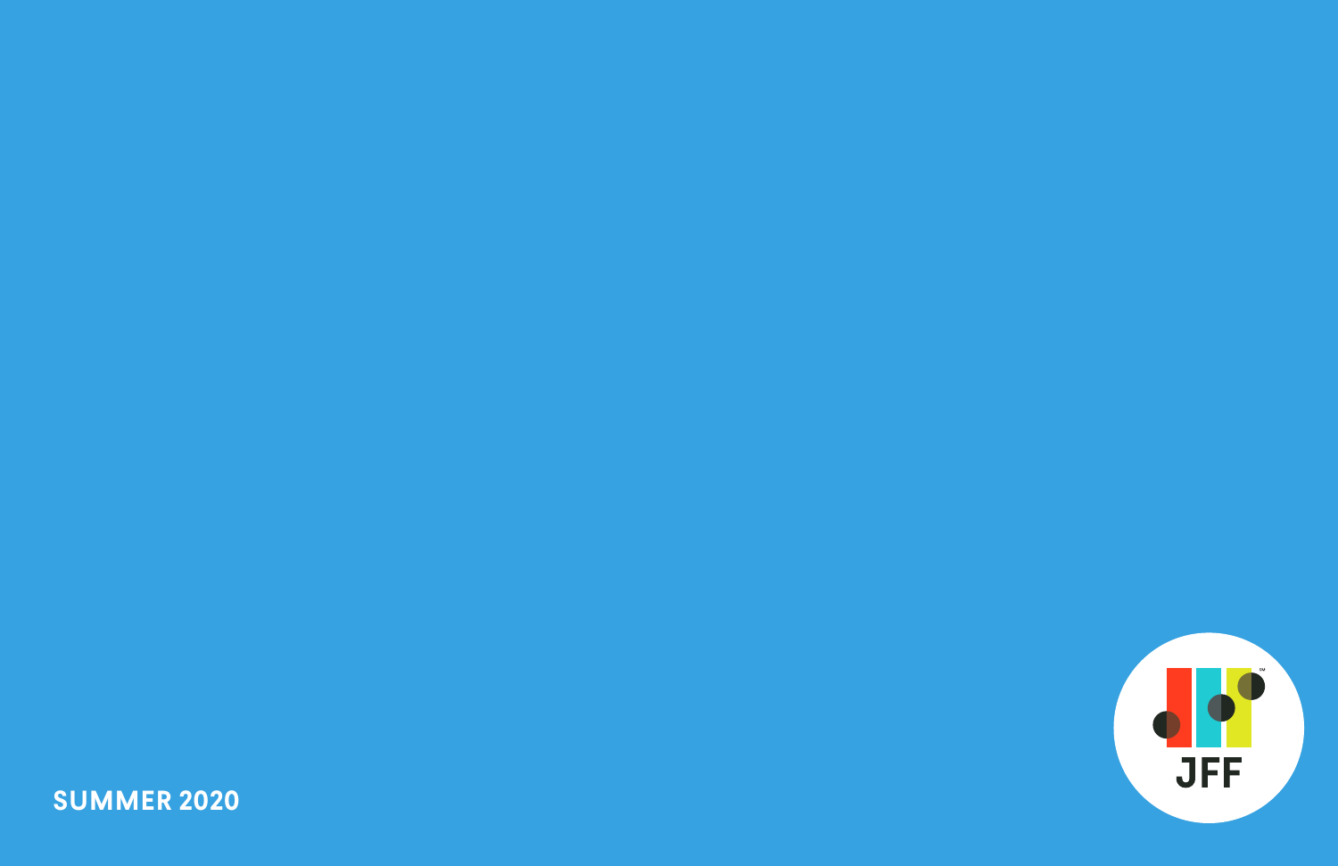SUMMER 2020

JFF